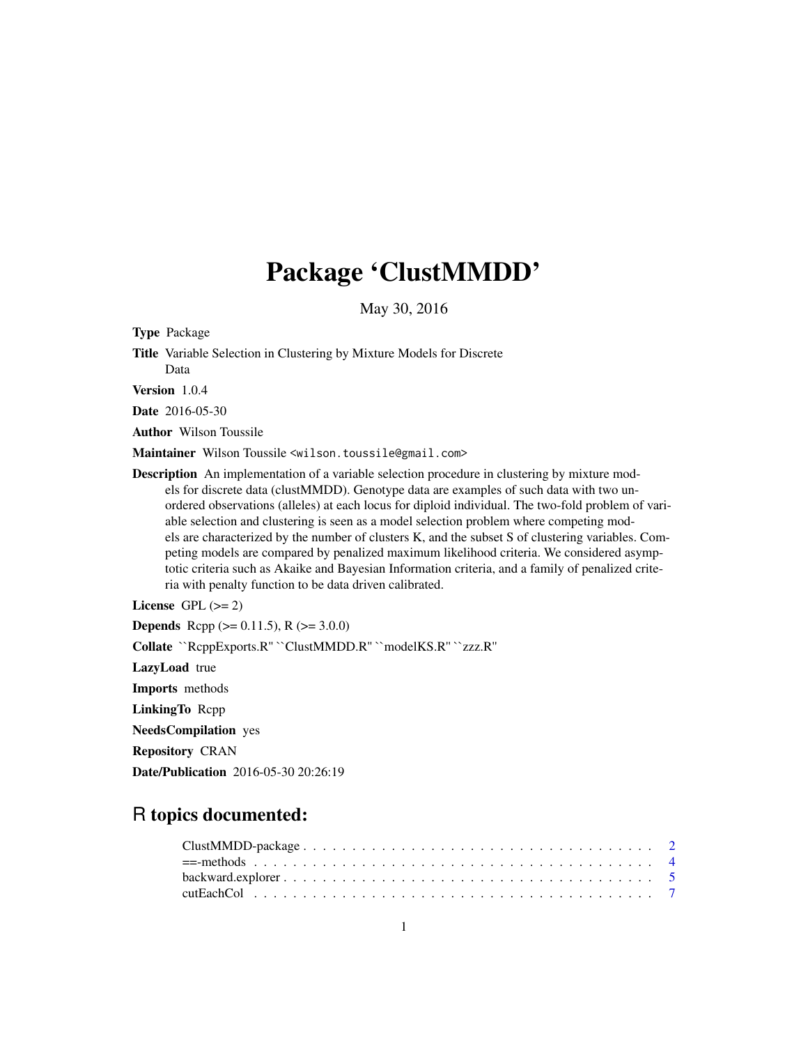# Package 'ClustMMDD'

May 30, 2016

**Type** Package

**Title** Variable Selection in Clustering by Mixture Models for Discrete Data

**Version** 1.0.4

**Date** 2016-05-30

**Author** Wilson Toussile

**Maintainer** Wilson Toussile <wilson.toussile@gmail.com>

**Description** An implementation of a variable selection procedure in clustering by mixture models for discrete data (clustMMDD). Genotype data are examples of such data with two unordered observations (alleles) at each locus for diploid individual. The two-fold problem of variable selection and clustering is seen as a model selection problem where competing models are characterized by the number of clusters K, and the subset S of clustering variables. Competing models are compared by penalized maximum likelihood criteria. We considered asymptotic criteria such as Akaike and Bayesian Information criteria, and a family of penalized criteria with penalty function to be data driven calibrated.

**License** GPL (>= 2)

**Depends** Rcpp (>= 0.11.5), R (>= 3.0.0)

**Collate** ``RcppExports.R'' ``ClustMMDD.R'' ``modelKS.R'' ``zzz.R''

**LazyLoad** true

**Imports** methods

**LinkingTo** Rcpp

**NeedsCompilation** yes

**Repository** CRAN

**Date/Publication** 2016-05-30 20:26:19

## R topics documented:

- ClustMMDD-package . . . . . . . . . . . . . . . . . . . . . . . . . . . . . . . . . . . . 2
- ==-methods . . . . . . . . . . . . . . . . . . . . . . . . . . . . . . . . . . . . . . . . . 4
- backward.explorer . . . . . . . . . . . . . . . . . . . . . . . . . . . . . . . . . . . . . 5
- cutEachCol . . . . . . . . . . . . . . . . . . . . . . . . . . . . . . . . . . . . . . . . . 7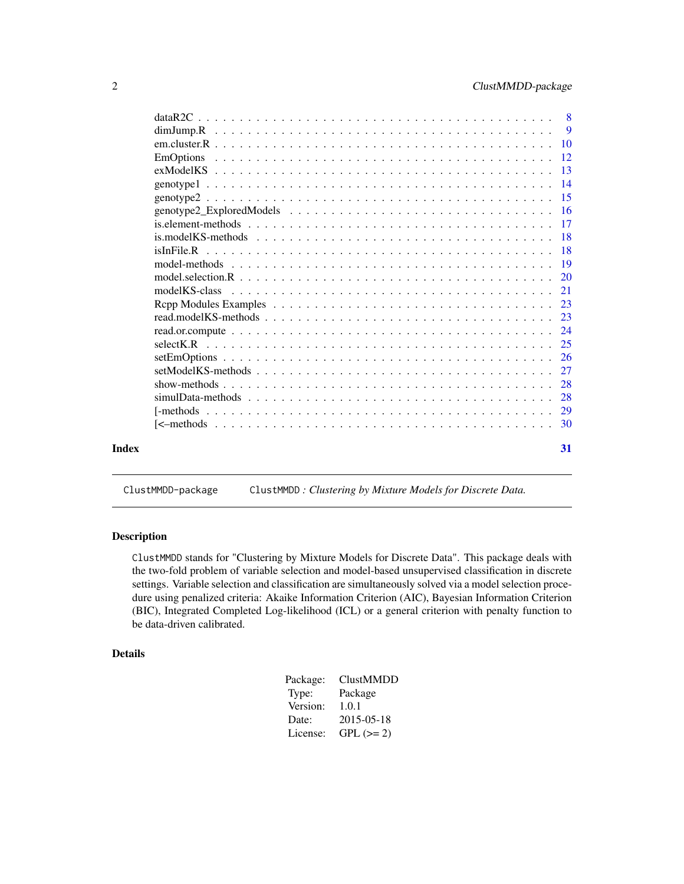| | |
|---|---|
| dataR2C | 8 |
| dimJump.R | 9 |
| em.cluster.R | 10 |
| EmOptions | 12 |
| exModelKS | 13 |
| genotype1 | 14 |
| genotype2 | 15 |
| genotype2_ExploredModels | 16 |
| is.element-methods | 17 |
| is.modelKS-methods | 18 |
| isInFile.R | 18 |
| model-methods | 19 |
| model.selection.R | 20 |
| modelKS-class | 21 |
| Rcpp Modules Examples | 23 |
| read.modelKS-methods | 23 |
| read.or.compute | 24 |
| selectK.R | 25 |
| setEmOptions | 26 |
| setModelKS-methods | 27 |
| show-methods | 28 |
| simulData-methods | 28 |
| [-methods | 29 |
| [<–methods | 30 |

**Index** 31

---

`ClustMMDD-package` &nbsp;&nbsp;&nbsp; `ClustMMDD` *: Clustering by Mixture Models for Discrete Data.*

---

## Description

`ClustMMDD` stands for "Clustering by Mixture Models for Discrete Data". This package deals with the two-fold problem of variable selection and model-based unsupervised classification in discrete settings. Variable selection and classification are simultaneously solved via a model selection procedure using penalized criteria: Akaike Information Criterion (AIC), Bayesian Information Criterion (BIC), Integrated Completed Log-likelihood (ICL) or a general criterion with penalty function to be data-driven calibrated.

## Details

| | |
|---|---|
| Package: | ClustMMDD |
| Type: | Package |
| Version: | 1.0.1 |
| Date: | 2015-05-18 |
| License: | GPL (>= 2) |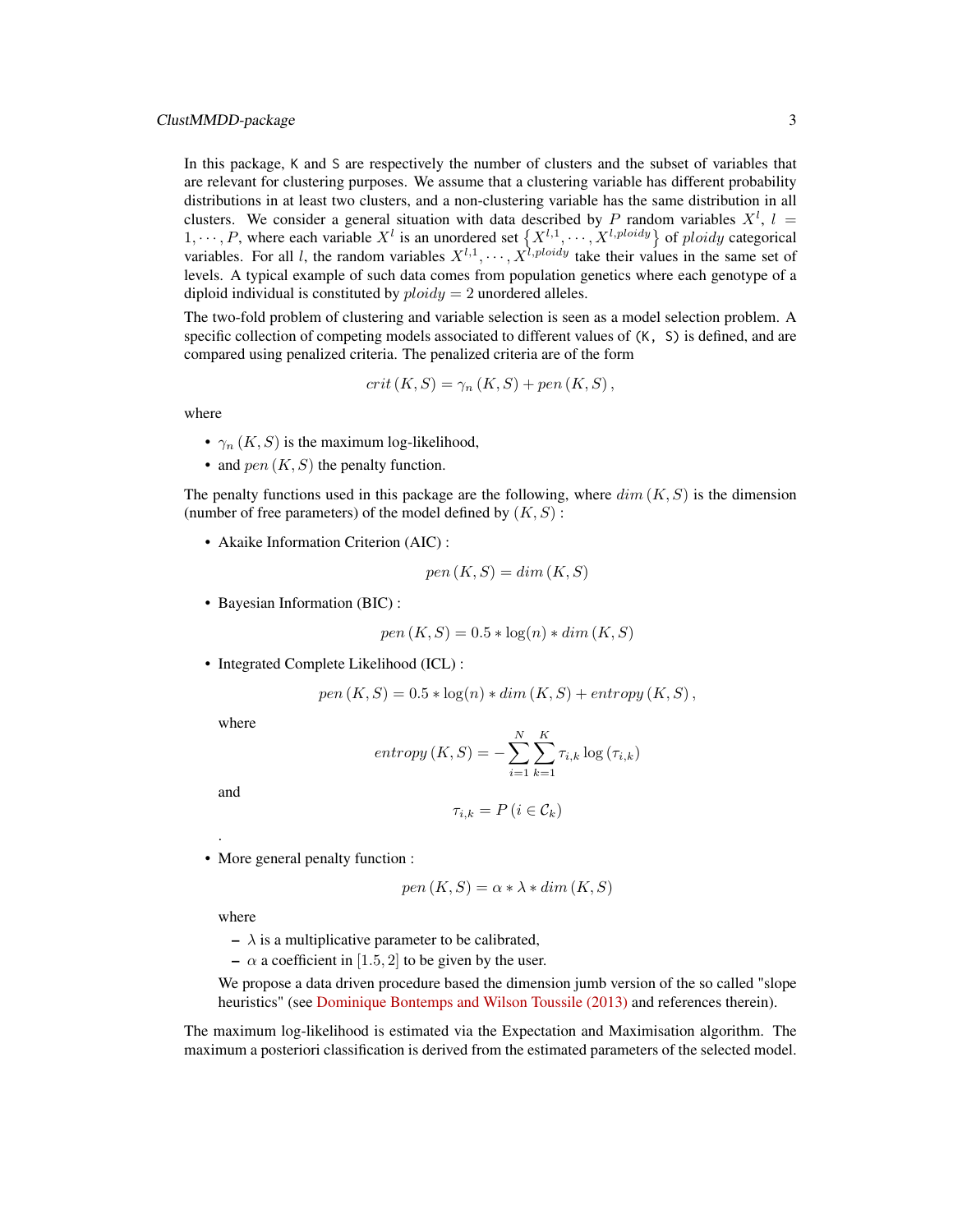In this package, `K` and `S` are respectively the number of clusters and the subset of variables that are relevant for clustering purposes. We assume that a clustering variable has different probability distributions in at least two clusters, and a non-clustering variable has the same distribution in all clusters. We consider a general situation with data described by $P$ random variables $X^l$, $l = 1, \cdots, P$, where each variable $X^l$ is an unordered set $\left\{X^{l,1}, \cdots, X^{l,ploidy}\right\}$ of $ploidy$ categorical variables. For all $l$, the random variables $X^{l,1}, \cdots, X^{l,ploidy}$ take their values in the same set of levels. A typical example of such data comes from population genetics where each genotype of a diploid individual is constituted by $ploidy = 2$ unordered alleles.

The two-fold problem of clustering and variable selection is seen as a model selection problem. A specific collection of competing models associated to different values of `(K, S)` is defined, and are compared using penalized criteria. The penalized criteria are of the form

$$crit\left(K, S\right) = \gamma_n\left(K, S\right) + pen\left(K, S\right),$$

where

- $\gamma_n\left(K, S\right)$ is the maximum log-likelihood,
- and $pen\left(K, S\right)$ the penalty function.

The penalty functions used in this package are the following, where $dim\left(K, S\right)$ is the dimension (number of free parameters) of the model defined by $\left(K, S\right)$ :

- Akaike Information Criterion (AIC) :

  $$pen\left(K, S\right) = dim\left(K, S\right)$$

- Bayesian Information (BIC) :

  $$pen\left(K, S\right) = 0.5 * \log(n) * dim\left(K, S\right)$$

- Integrated Complete Likelihood (ICL) :

  $$pen\left(K, S\right) = 0.5 * \log(n) * dim\left(K, S\right) + entropy\left(K, S\right),$$

  where

  $$entropy\left(K, S\right) = -\sum_{i=1}^{N}\sum_{k=1}^{K}\tau_{i,k}\log\left(\tau_{i,k}\right)$$

  and

  $$\tau_{i,k} = P\left(i \in \mathcal{C}_k\right)$$

  .

- More general penalty function :

  $$pen\left(K, S\right) = \alpha * \lambda * dim\left(K, S\right)$$

  where

  - $\lambda$ is a multiplicative parameter to be calibrated,
  - $\alpha$ a coefficient in $[1.5, 2]$ to be given by the user.

  We propose a data driven procedure based the dimension jumb version of the so called "slope heuristics" (see Dominique Bontemps and Wilson Toussile (2013) and references therein).

The maximum log-likelihood is estimated via the Expectation and Maximisation algorithm. The maximum a posteriori classification is derived from the estimated parameters of the selected model.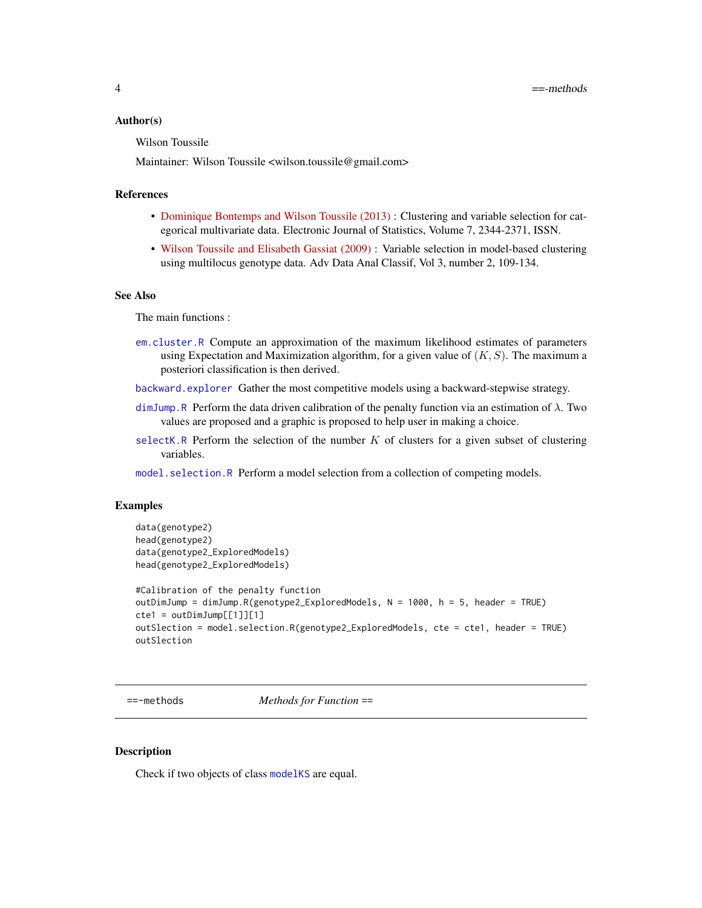### Author(s)

Wilson Toussile

Maintainer: Wilson Toussile <wilson.toussile@gmail.com>

### References

- Dominique Bontemps and Wilson Toussile (2013) : Clustering and variable selection for categorical multivariate data. Electronic Journal of Statistics, Volume 7, 2344-2371, ISSN.
- Wilson Toussile and Elisabeth Gassiat (2009) : Variable selection in model-based clustering using multilocus genotype data. Adv Data Anal Classif, Vol 3, number 2, 109-134.

### See Also

The main functions :

`em.cluster.R` Compute an approximation of the maximum likelihood estimates of parameters using Expectation and Maximization algorithm, for a given value of $(K, S)$. The maximum a posteriori classification is then derived.

`backward.explorer` Gather the most competitive models using a backward-stepwise strategy.

`dimJump.R` Perform the data driven calibration of the penalty function via an estimation of $\lambda$. Two values are proposed and a graphic is proposed to help user in making a choice.

`selectK.R` Perform the selection of the number $K$ of clusters for a given subset of clustering variables.

`model.selection.R` Perform a model selection from a collection of competing models.

### Examples

```
data(genotype2)
head(genotype2)
data(genotype2_ExploredModels)
head(genotype2_ExploredModels)

#Calibration of the penalty function
outDimJump = dimJump.R(genotype2_ExploredModels, N = 1000, h = 5, header = TRUE)
cte1 = outDimJump[[1]][1]
outSlection = model.selection.R(genotype2_ExploredModels, cte = cte1, header = TRUE)
outSlection
```

---

## ==-methods *Methods for Function ==*

### Description

Check if two objects of class `modelKS` are equal.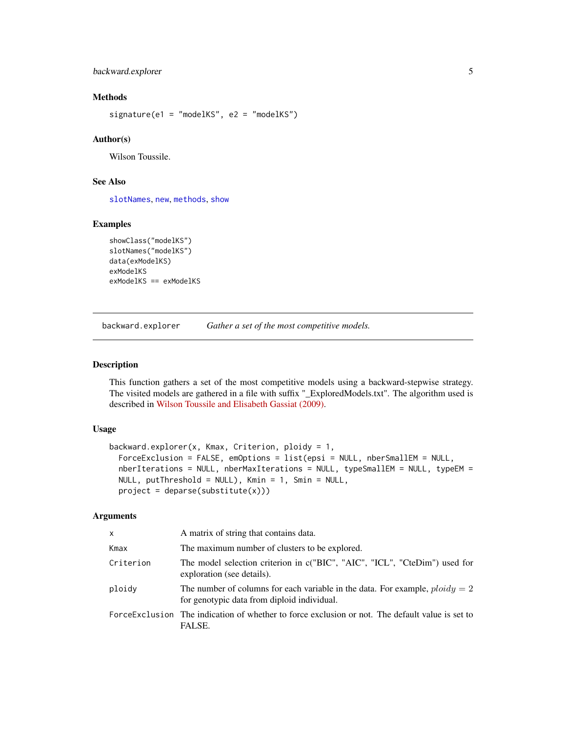### Methods

```
signature(e1 = "modelKS", e2 = "modelKS")
```

### Author(s)

Wilson Toussile.

### See Also

slotNames, new, methods, show

### Examples

```
showClass("modelKS")
slotNames("modelKS")
data(exModelKS)
exModelKS
exModelKS == exModelKS
```

---

## backward.explorer — *Gather a set of the most competitive models.*

---

### Description

This function gathers a set of the most competitive models using a backward-stepwise strategy. The visited models are gathered in a file with suffix "_ExploredModels.txt". The algorithm used is described in Wilson Toussile and Elisabeth Gassiat (2009).

### Usage

```
backward.explorer(x, Kmax, Criterion, ploidy = 1,
  ForceExclusion = FALSE, emOptions = list(epsi = NULL, nberSmallEM = NULL,
  nberIterations = NULL, nberMaxIterations = NULL, typeSmallEM = NULL, typeEM =
  NULL, putThreshold = NULL), Kmin = 1, Smin = NULL,
  project = deparse(substitute(x)))
```

### Arguments

| | |
|---|---|
| x | A matrix of string that contains data. |
| Kmax | The maximum number of clusters to be explored. |
| Criterion | The model selection criterion in c("BIC", "AIC", "ICL", "CteDim") used for exploration (see details). |
| ploidy | The number of columns for each variable in the data. For example, $ploidy = 2$ for genotypic data from diploid individual. |
| ForceExclusion | The indication of whether to force exclusion or not. The default value is set to FALSE. |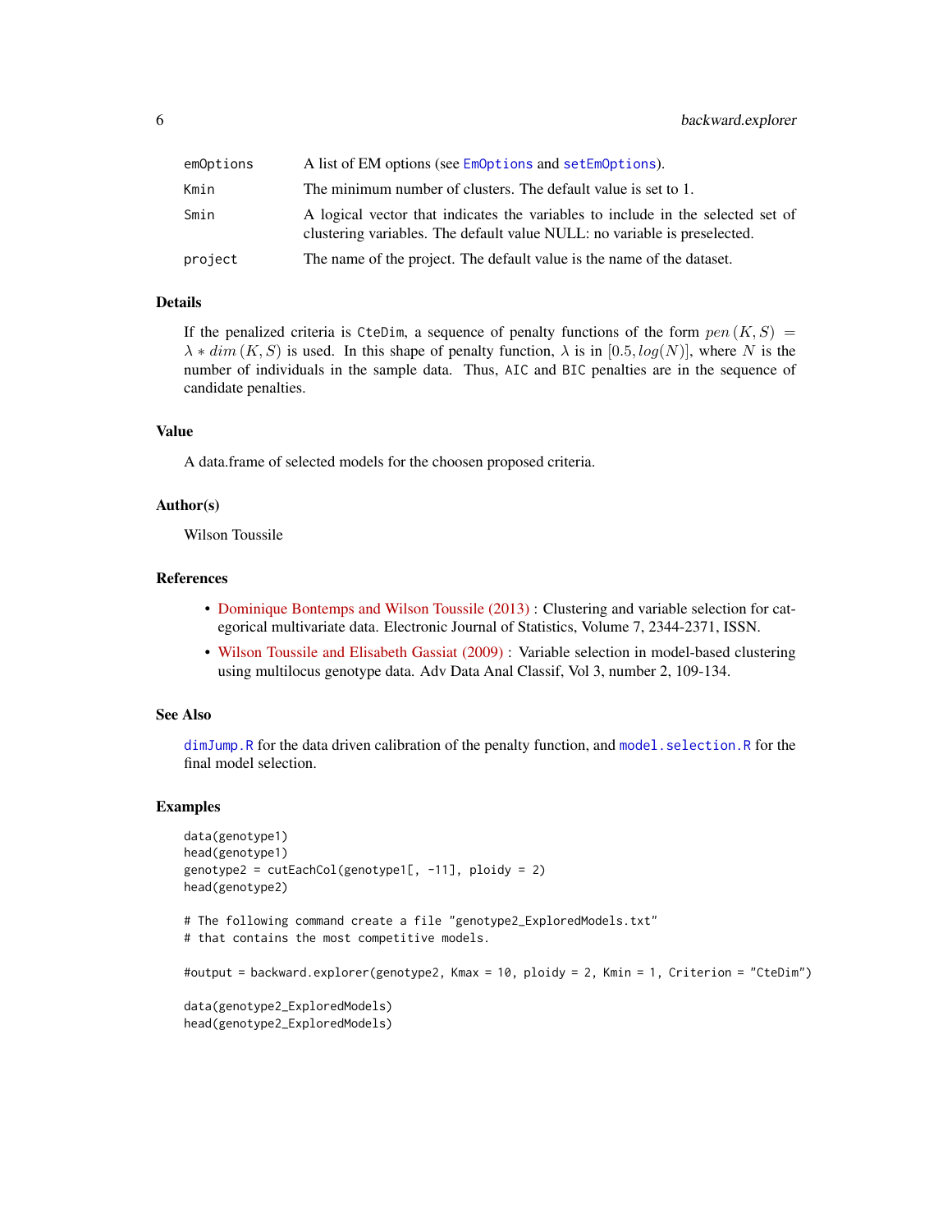| | |
|---|---|
| emOptions | A list of EM options (see EmOptions and setEmOptions). |
| Kmin | The minimum number of clusters. The default value is set to 1. |
| Smin | A logical vector that indicates the variables to include in the selected set of clustering variables. The default value NULL: no variable is preselected. |
| project | The name of the project. The default value is the name of the dataset. |

## Details

If the penalized criteria is CteDim, a sequence of penalty functions of the form $pen(K, S) = \lambda * dim(K, S)$ is used. In this shape of penalty function, $\lambda$ is in $[0.5, log(N)]$, where $N$ is the number of individuals in the sample data. Thus, AIC and BIC penalties are in the sequence of candidate penalties.

## Value

A data.frame of selected models for the choosen proposed criteria.

## Author(s)

Wilson Toussile

## References

- Dominique Bontemps and Wilson Toussile (2013) : Clustering and variable selection for categorical multivariate data. Electronic Journal of Statistics, Volume 7, 2344-2371, ISSN.
- Wilson Toussile and Elisabeth Gassiat (2009) : Variable selection in model-based clustering using multilocus genotype data. Adv Data Anal Classif, Vol 3, number 2, 109-134.

## See Also

dimJump.R for the data driven calibration of the penalty function, and model.selection.R for the final model selection.

## Examples

```
data(genotype1)
head(genotype1)
genotype2 = cutEachCol(genotype1[, -11], ploidy = 2)
head(genotype2)

# The following command create a file "genotype2_ExploredModels.txt"
# that contains the most competitive models.

#output = backward.explorer(genotype2, Kmax = 10, ploidy = 2, Kmin = 1, Criterion = "CteDim")

data(genotype2_ExploredModels)
head(genotype2_ExploredModels)
```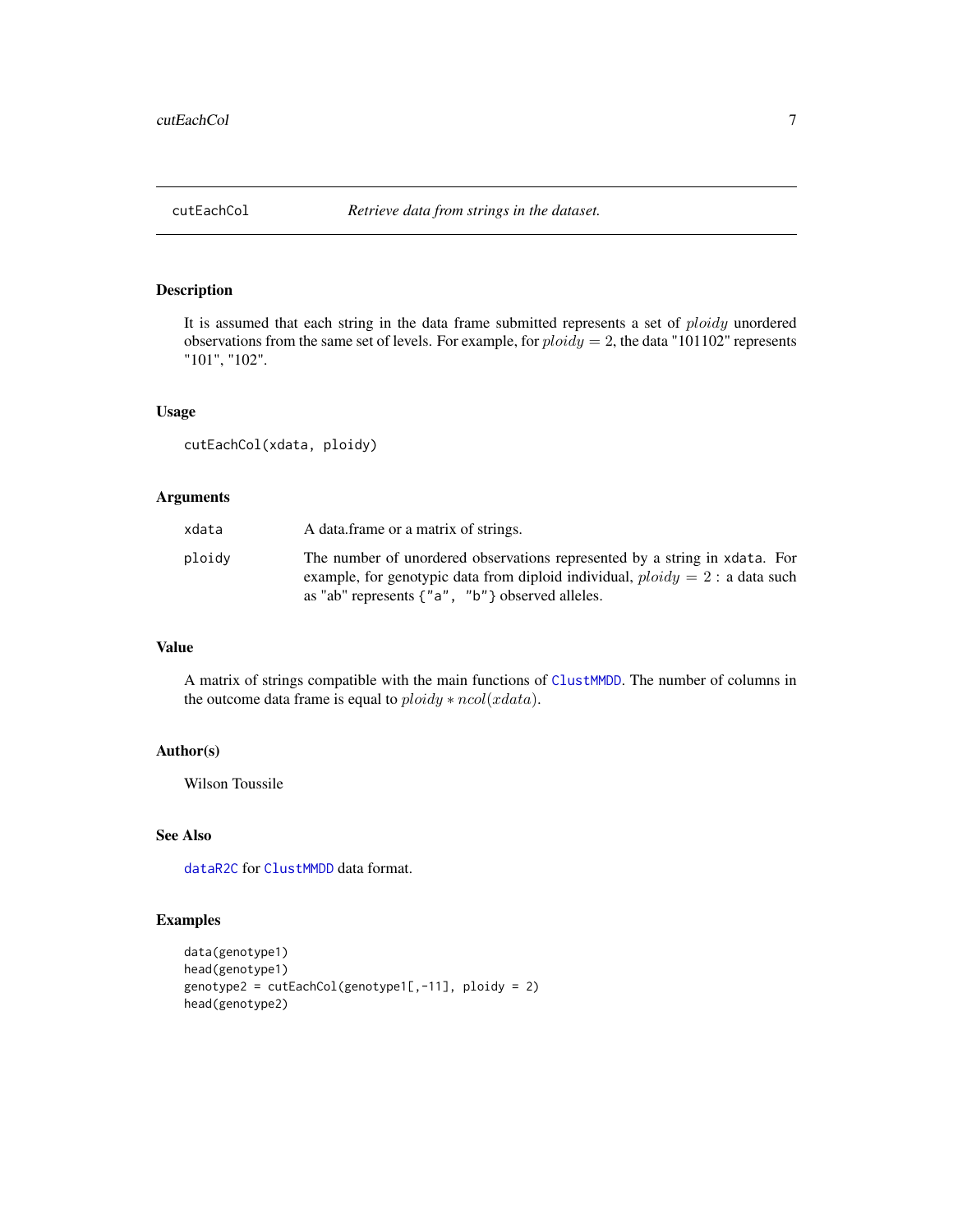## cutEachCol — *Retrieve data from strings in the dataset.*

### Description

It is assumed that each string in the data frame submitted represents a set of $ploidy$ unordered observations from the same set of levels. For example, for $ploidy = 2$, the data "101102" represents "101", "102".

### Usage

```
cutEachCol(xdata, ploidy)
```

### Arguments

| | |
|---|---|
| `xdata` | A data.frame or a matrix of strings. |
| `ploidy` | The number of unordered observations represented by a string in `xdata`. For example, for genotypic data from diploid individual, $ploidy = 2$ : a data such as "ab" represents `{"a", "b"}` observed alleles. |

### Value

A matrix of strings compatible with the main functions of `ClustMMDD`. The number of columns in the outcome data frame is equal to $ploidy * ncol(xdata)$.

### Author(s)

Wilson Toussile

### See Also

`dataR2C` for `ClustMMDD` data format.

### Examples

```
data(genotype1)
head(genotype1)
genotype2 = cutEachCol(genotype1[,-11], ploidy = 2)
head(genotype2)
```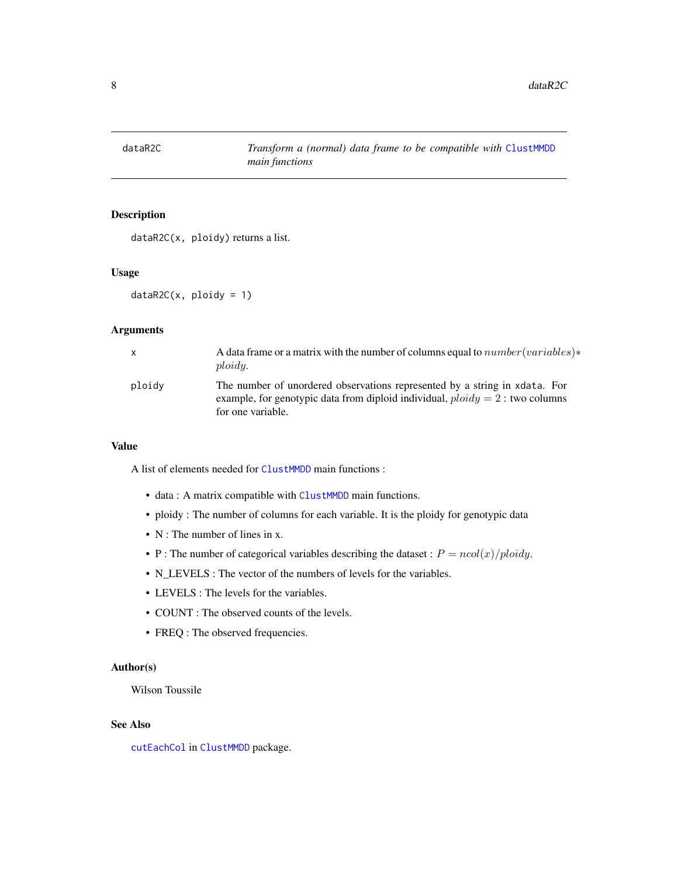# dataR2C

*Transform a (normal) data frame to be compatible with* ClustMMDD *main functions*

## Description

`dataR2C(x, ploidy)` returns a list.

## Usage

```
dataR2C(x, ploidy = 1)
```

## Arguments

| | |
|---|---|
| `x` | A data frame or a matrix with the number of columns equal to $number(variables) * ploidy$. |
| `ploidy` | The number of unordered observations represented by a string in `xdata`. For example, for genotypic data from diploid individual, $ploidy = 2$ : two columns for one variable. |

## Value

A list of elements needed for ClustMMDD main functions :

- data : A matrix compatible with ClustMMDD main functions.
- ploidy : The number of columns for each variable. It is the ploidy for genotypic data
- N : The number of lines in x.
- P : The number of categorical variables describing the dataset : $P = ncol(x)/ploidy$.
- N_LEVELS : The vector of the numbers of levels for the variables.
- LEVELS : The levels for the variables.
- COUNT : The observed counts of the levels.
- FREQ : The observed frequencies.

## Author(s)

Wilson Toussile

## See Also

cutEachCol in ClustMMDD package.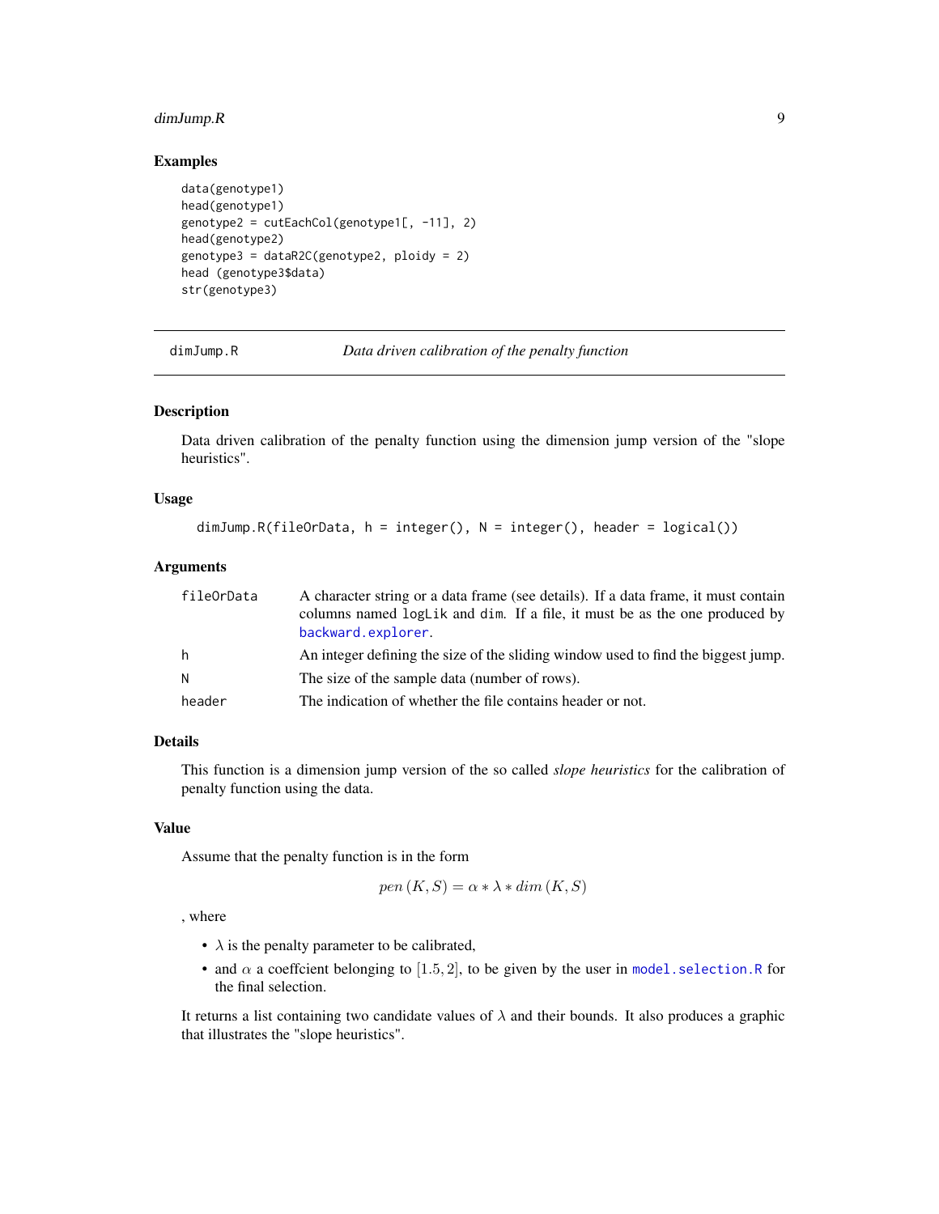## Examples

```
data(genotype1)
head(genotype1)
genotype2 = cutEachCol(genotype1[, -11], 2)
head(genotype2)
genotype3 = dataR2C(genotype2, ploidy = 2)
head (genotype3$data)
str(genotype3)
```

---

# dimJump.R — *Data driven calibration of the penalty function*

---

### Description

Data driven calibration of the penalty function using the dimension jump version of the "slope heuristics".

### Usage

```
dimJump.R(fileOrData, h = integer(), N = integer(), header = logical())
```

### Arguments

| | |
|---|---|
| `fileOrData` | A character string or a data frame (see details). If a data frame, it must contain columns named `logLik` and `dim`. If a file, it must be as the one produced by `backward.explorer`. |
| `h` | An integer defining the size of the sliding window used to find the biggest jump. |
| `N` | The size of the sample data (number of rows). |
| `header` | The indication of whether the file contains header or not. |

### Details

This function is a dimension jump version of the so called *slope heuristics* for the calibration of penalty function using the data.

### Value

Assume that the penalty function is in the form

$$pen\left(K,S\right) = \alpha * \lambda * dim\left(K,S\right)$$

, where

- $\lambda$ is the penalty parameter to be calibrated,
- and $\alpha$ a coeffcient belonging to $[1.5, 2]$, to be given by the user in `model.selection.R` for the final selection.

It returns a list containing two candidate values of $\lambda$ and their bounds. It also produces a graphic that illustrates the "slope heuristics".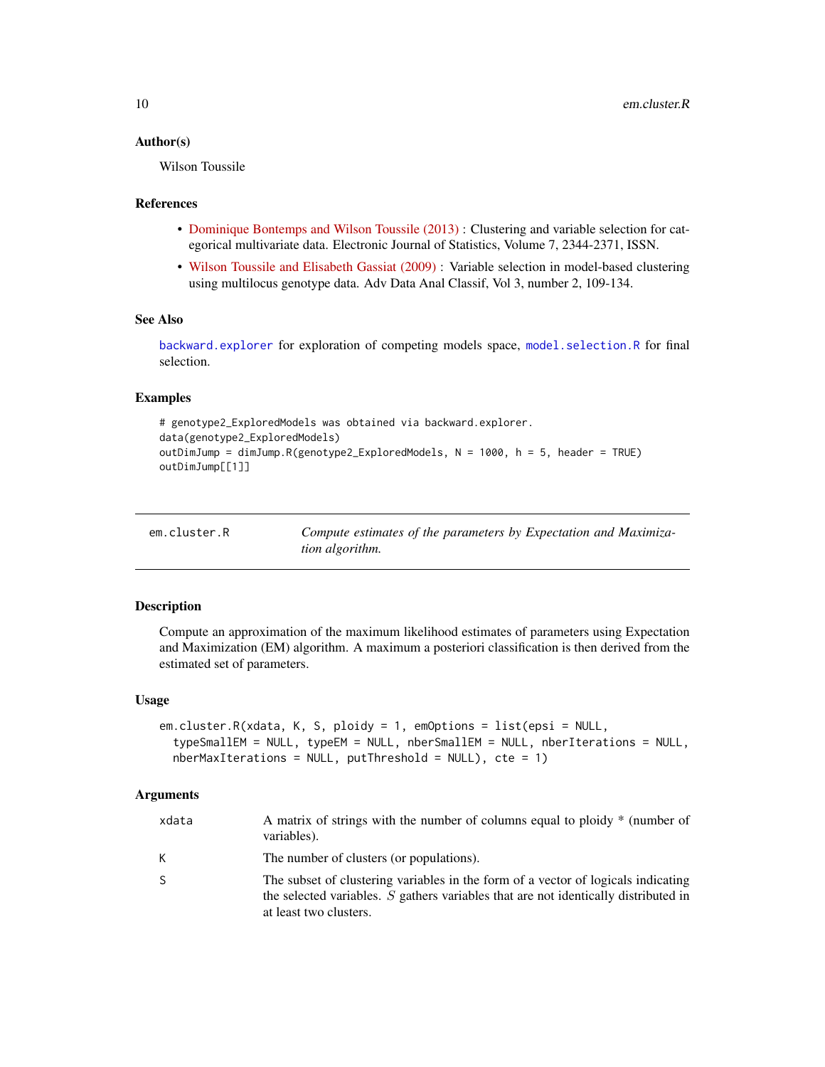### Author(s)

Wilson Toussile

### References

- Dominique Bontemps and Wilson Toussile (2013) : Clustering and variable selection for categorical multivariate data. Electronic Journal of Statistics, Volume 7, 2344-2371, ISSN.
- Wilson Toussile and Elisabeth Gassiat (2009) : Variable selection in model-based clustering using multilocus genotype data. Adv Data Anal Classif, Vol 3, number 2, 109-134.

### See Also

`backward.explorer` for exploration of competing models space, `model.selection.R` for final selection.

### Examples

```
# genotype2_ExploredModels was obtained via backward.explorer.
data(genotype2_ExploredModels)
outDimJump = dimJump.R(genotype2_ExploredModels, N = 1000, h = 5, header = TRUE)
outDimJump[[1]]
```

---

## em.cluster.R — *Compute estimates of the parameters by Expectation and Maximization algorithm.*

---

### Description

Compute an approximation of the maximum likelihood estimates of parameters using Expectation and Maximization (EM) algorithm. A maximum a posteriori classification is then derived from the estimated set of parameters.

### Usage

```
em.cluster.R(xdata, K, S, ploidy = 1, emOptions = list(epsi = NULL,
  typeSmallEM = NULL, typeEM = NULL, nberSmallEM = NULL, nberIterations = NULL,
  nberMaxIterations = NULL, putThreshold = NULL), cte = 1)
```

### Arguments

| | |
|---|---|
| xdata | A matrix of strings with the number of columns equal to ploidy * (number of variables). |
| K | The number of clusters (or populations). |
| S | The subset of clustering variables in the form of a vector of logicals indicating the selected variables. $S$ gathers variables that are not identically distributed in at least two clusters. |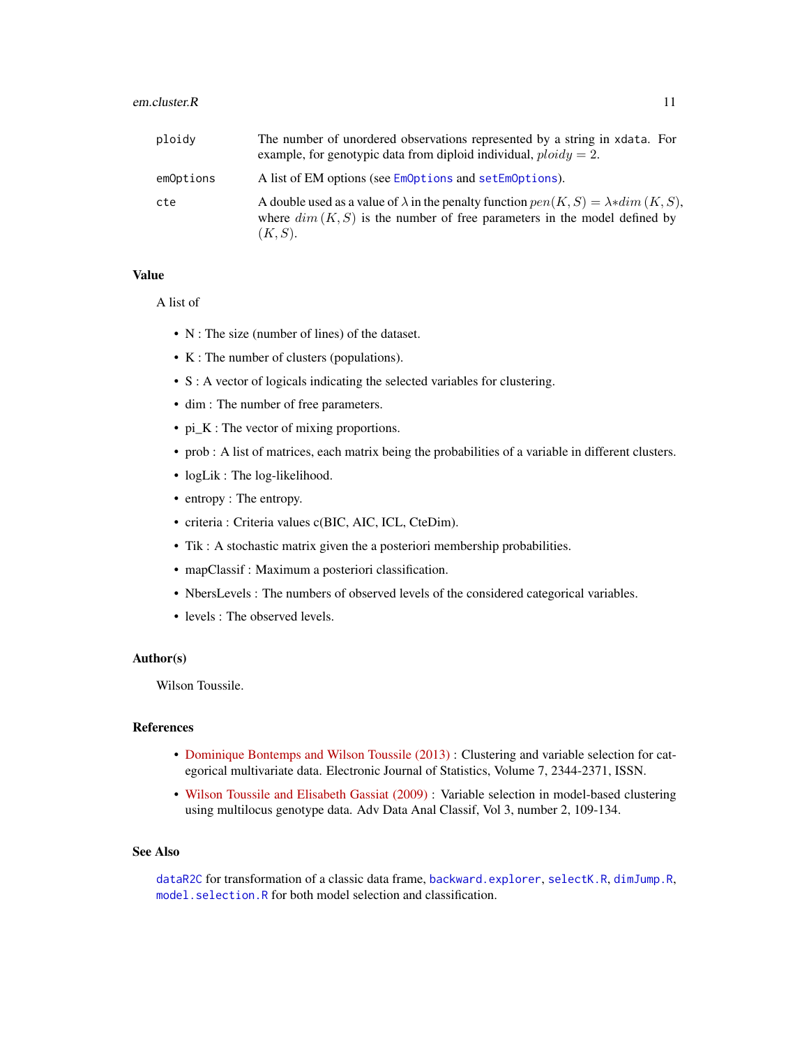| | |
|---|---|
| ploidy | The number of unordered observations represented by a string in xdata. For example, for genotypic data from diploid individual, $ploidy = 2$. |
| emOptions | A list of EM options (see EmOptions and setEmOptions). |
| cte | A double used as a value of $\lambda$ in the penalty function $pen(K, S) = \lambda * dim(K, S)$, where $dim(K, S)$ is the number of free parameters in the model defined by $(K, S)$. |

### Value

A list of

- N : The size (number of lines) of the dataset.
- K : The number of clusters (populations).
- S : A vector of logicals indicating the selected variables for clustering.
- dim : The number of free parameters.
- pi_K : The vector of mixing proportions.
- prob : A list of matrices, each matrix being the probabilities of a variable in different clusters.
- logLik : The log-likelihood.
- entropy : The entropy.
- criteria : Criteria values c(BIC, AIC, ICL, CteDim).
- Tik : A stochastic matrix given the a posteriori membership probabilities.
- mapClassif : Maximum a posteriori classification.
- NbersLevels : The numbers of observed levels of the considered categorical variables.
- levels : The observed levels.

### Author(s)

Wilson Toussile.

### References

- Dominique Bontemps and Wilson Toussile (2013) : Clustering and variable selection for categorical multivariate data. Electronic Journal of Statistics, Volume 7, 2344-2371, ISSN.
- Wilson Toussile and Elisabeth Gassiat (2009) : Variable selection in model-based clustering using multilocus genotype data. Adv Data Anal Classif, Vol 3, number 2, 109-134.

### See Also

dataR2C for transformation of a classic data frame, backward.explorer, selectK.R, dimJump.R, model.selection.R for both model selection and classification.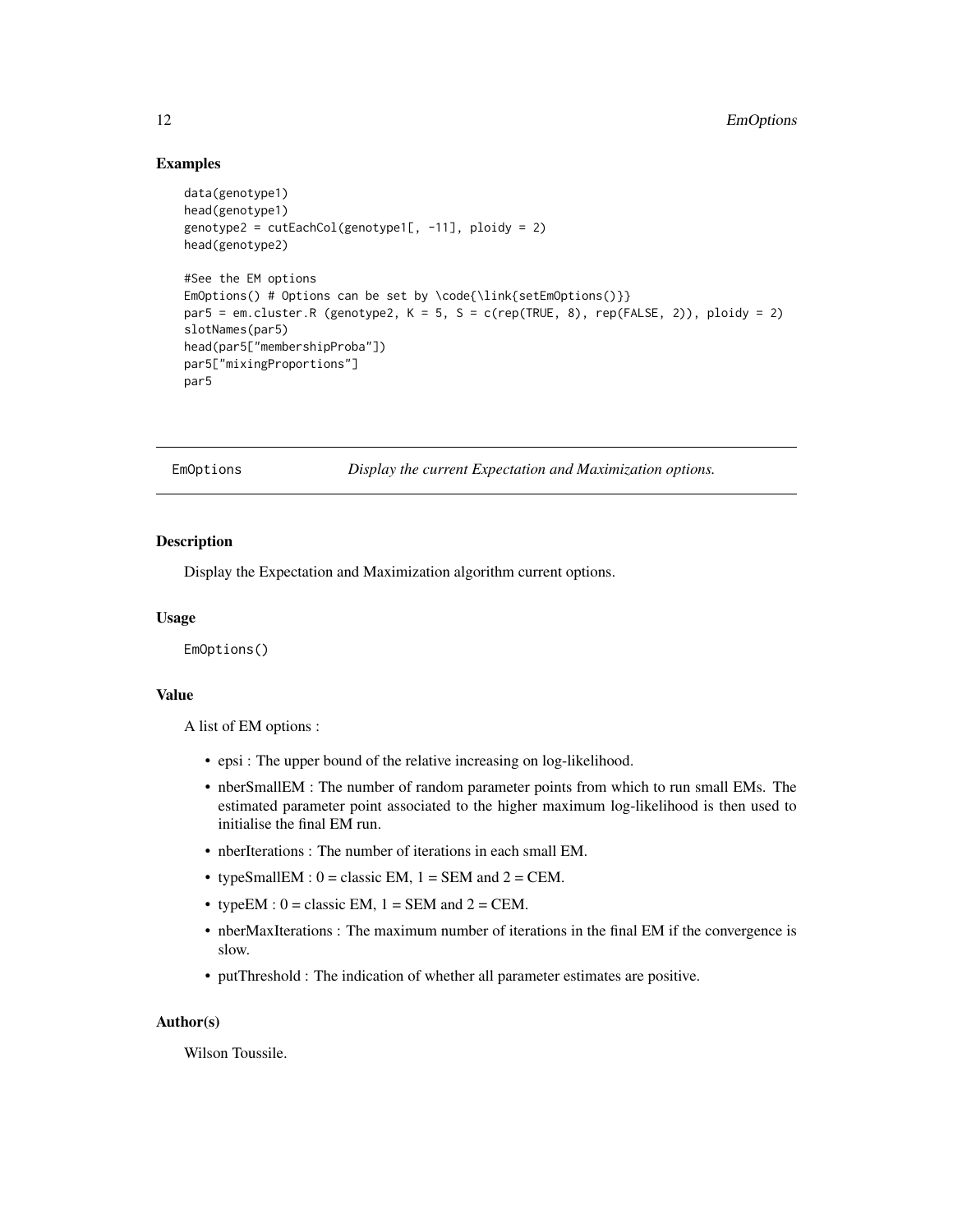### Examples

```
data(genotype1)
head(genotype1)
genotype2 = cutEachCol(genotype1[, -11], ploidy = 2)
head(genotype2)

#See the EM options
EmOptions() # Options can be set by \code{\link{setEmOptions()}}
par5 = em.cluster.R (genotype2, K = 5, S = c(rep(TRUE, 8), rep(FALSE, 2)), ploidy = 2)
slotNames(par5)
head(par5["membershipProba"])
par5["mixingProportions"]
par5
```

---

## EmOptions — *Display the current Expectation and Maximization options.*

### Description

Display the Expectation and Maximization algorithm current options.

### Usage

```
EmOptions()
```

### Value

A list of EM options :

- epsi : The upper bound of the relative increasing on log-likelihood.
- nberSmallEM : The number of random parameter points from which to run small EMs. The estimated parameter point associated to the higher maximum log-likelihood is then used to initialise the final EM run.
- nberIterations : The number of iterations in each small EM.
- typeSmallEM : 0 = classic EM, 1 = SEM and 2 = CEM.
- typeEM : 0 = classic EM, 1 = SEM and 2 = CEM.
- nberMaxIterations : The maximum number of iterations in the final EM if the convergence is slow.
- putThreshold : The indication of whether all parameter estimates are positive.

### Author(s)

Wilson Toussile.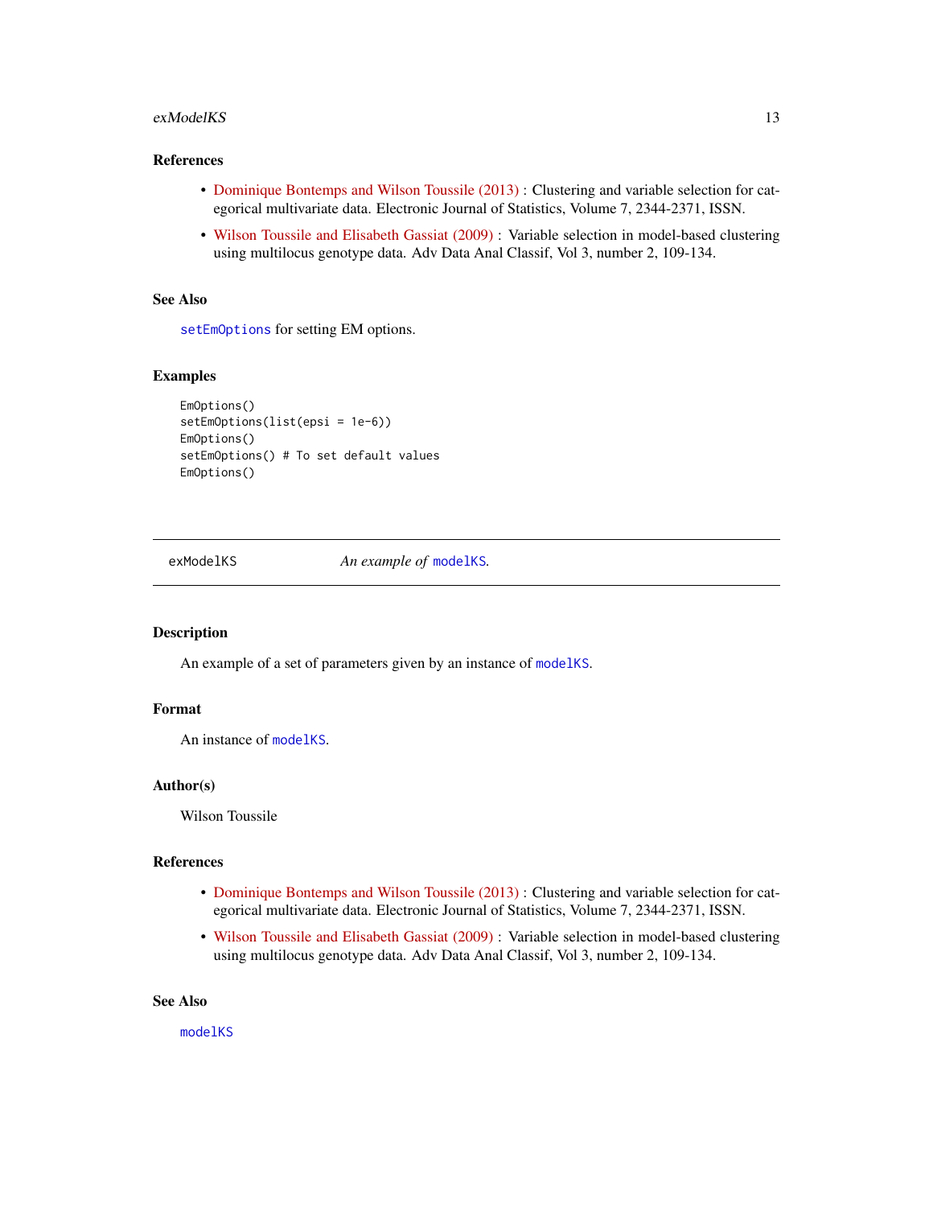### References

- Dominique Bontemps and Wilson Toussile (2013) : Clustering and variable selection for categorical multivariate data. Electronic Journal of Statistics, Volume 7, 2344-2371, ISSN.
- Wilson Toussile and Elisabeth Gassiat (2009) : Variable selection in model-based clustering using multilocus genotype data. Adv Data Anal Classif, Vol 3, number 2, 109-134.

### See Also

`setEmOptions` for setting EM options.

### Examples

```
EmOptions()
setEmOptions(list(epsi = 1e-6))
EmOptions()
setEmOptions() # To set default values
EmOptions()
```

---

## exModelKS — *An example of* `modelKS`.

### Description

An example of a set of parameters given by an instance of `modelKS`.

### Format

An instance of `modelKS`.

### Author(s)

Wilson Toussile

### References

- Dominique Bontemps and Wilson Toussile (2013) : Clustering and variable selection for categorical multivariate data. Electronic Journal of Statistics, Volume 7, 2344-2371, ISSN.
- Wilson Toussile and Elisabeth Gassiat (2009) : Variable selection in model-based clustering using multilocus genotype data. Adv Data Anal Classif, Vol 3, number 2, 109-134.

### See Also

`modelKS`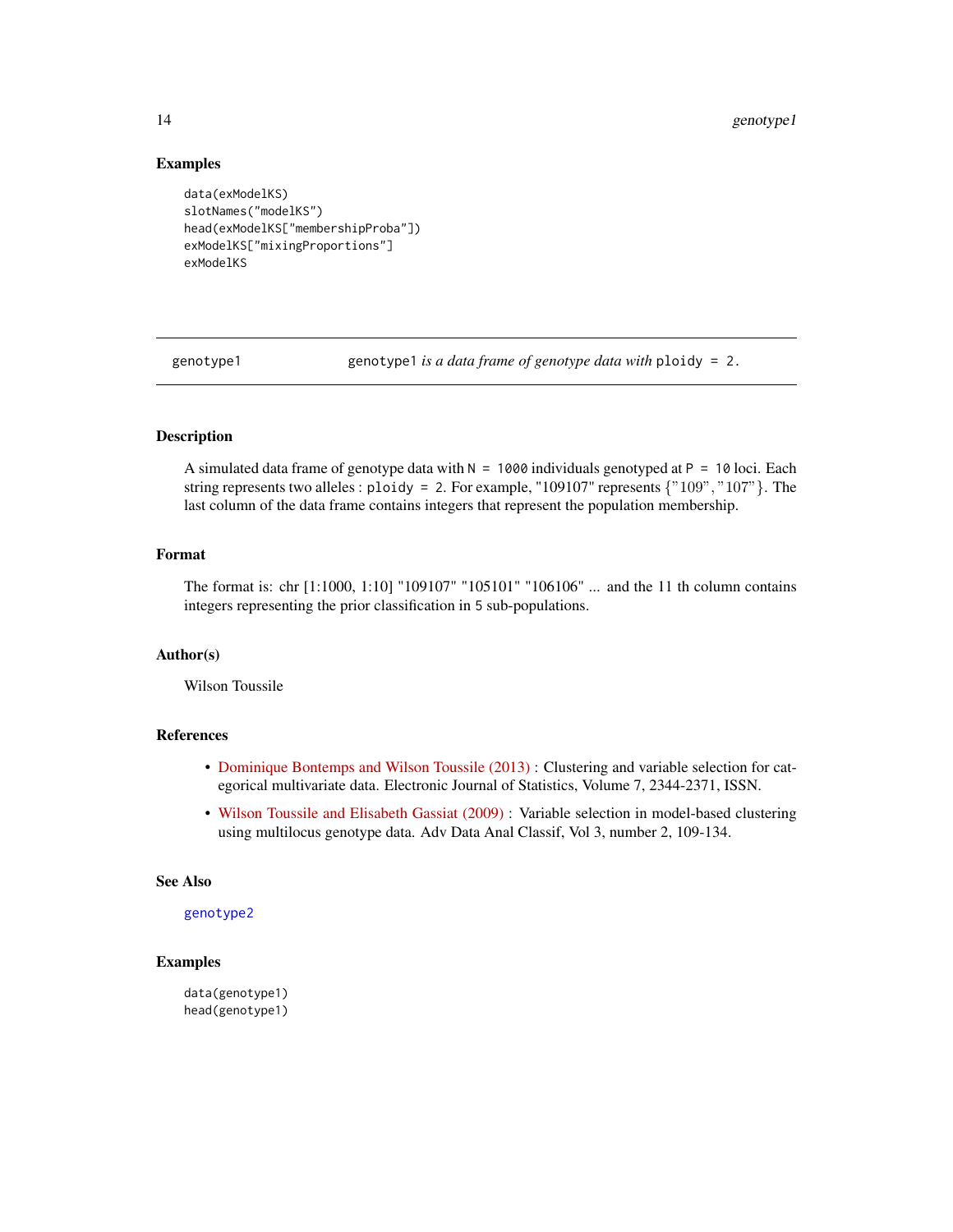### Examples

```
data(exModelKS)
slotNames("modelKS")
head(exModelKS["membershipProba"])
exModelKS["mixingProportions"]
exModelKS
```

---

## genotype1 — *genotype1 is a data frame of genotype data with* ploidy = 2.

### Description

A simulated data frame of genotype data with N = 1000 individuals genotyped at P = 10 loci. Each string represents two alleles : ploidy = 2. For example, "109107" represents {"109", "107"}. The last column of the data frame contains integers that represent the population membership.

### Format

The format is: chr [1:1000, 1:10] "109107" "105101" "106106" ... and the 11 th column contains integers representing the prior classification in 5 sub-populations.

### Author(s)

Wilson Toussile

### References

- Dominique Bontemps and Wilson Toussile (2013) : Clustering and variable selection for categorical multivariate data. Electronic Journal of Statistics, Volume 7, 2344-2371, ISSN.
- Wilson Toussile and Elisabeth Gassiat (2009) : Variable selection in model-based clustering using multilocus genotype data. Adv Data Anal Classif, Vol 3, number 2, 109-134.

### See Also

genotype2

### Examples

```
data(genotype1)
head(genotype1)
```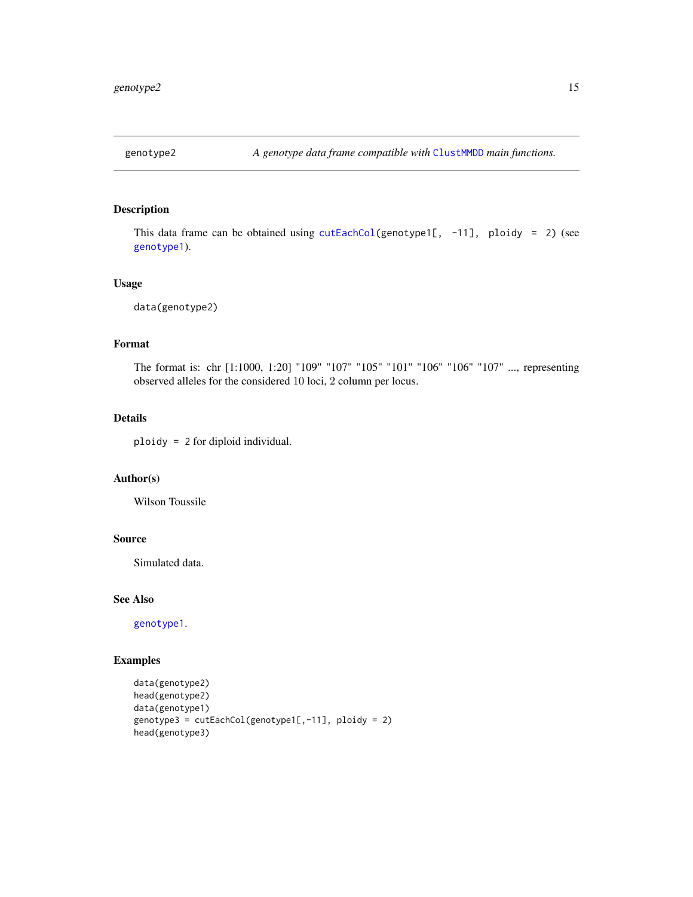## genotype2 — *A genotype data frame compatible with* `ClustMMDD` *main functions.*

### Description

This data frame can be obtained using `cutEachCol(genotype1[, -11], ploidy = 2)` (see `genotype1`).

### Usage

```
data(genotype2)
```

### Format

The format is: chr [1:1000, 1:20] "109" "107" "105" "101" "106" "106" "107" ..., representing observed alleles for the considered 10 loci, 2 column per locus.

### Details

`ploidy = 2` for diploid individual.

### Author(s)

Wilson Toussile

### Source

Simulated data.

### See Also

`genotype1`.

### Examples

```
data(genotype2)
head(genotype2)
data(genotype1)
genotype3 = cutEachCol(genotype1[,-11], ploidy = 2)
head(genotype3)
```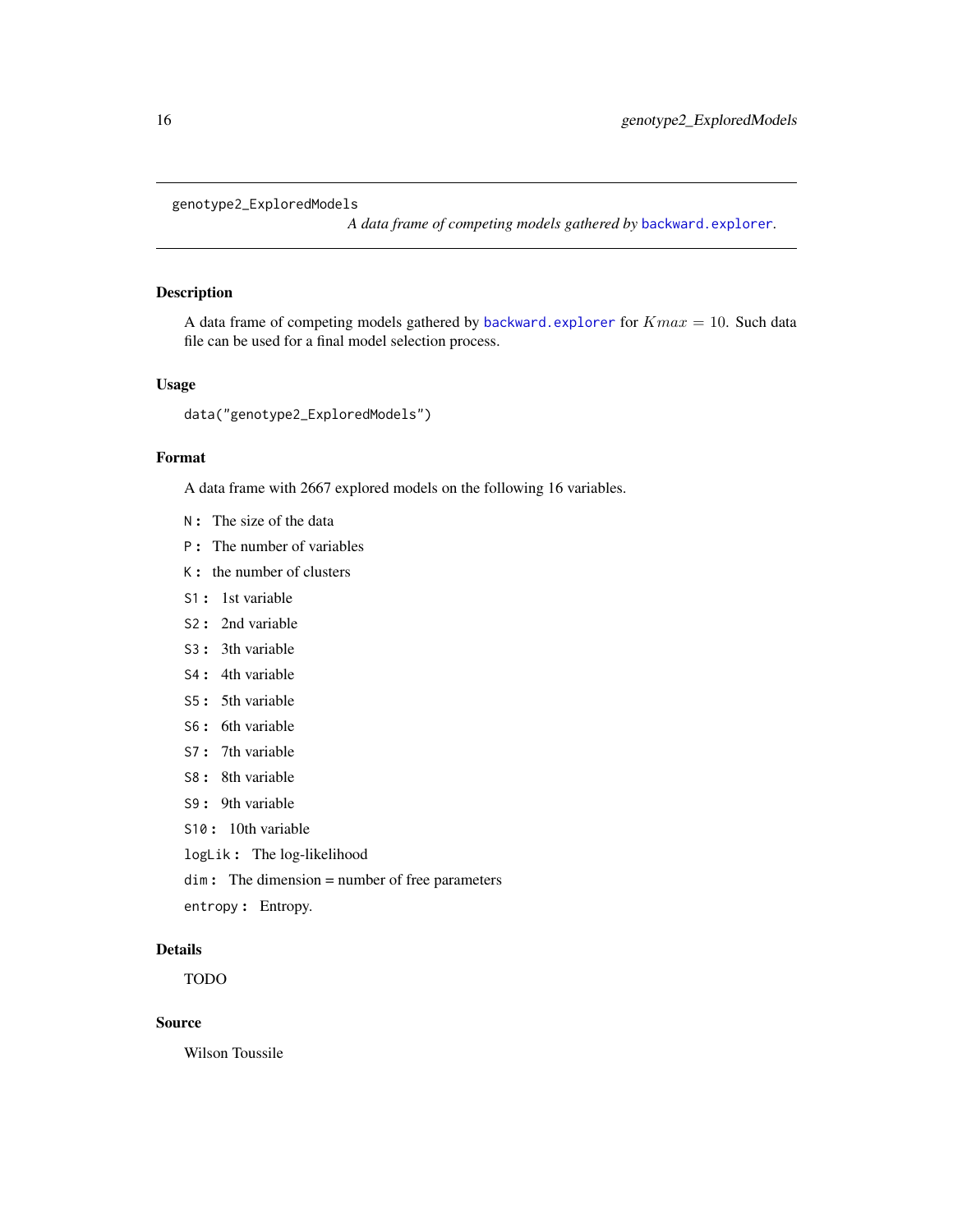`genotype2_ExploredModels` *A data frame of competing models gathered by `backward.explorer`.*

## Description

A data frame of competing models gathered by `backward.explorer` for $Kmax = 10$. Such data file can be used for a final model selection process.

## Usage

```
data("genotype2_ExploredModels")
```

## Format

A data frame with 2667 explored models on the following 16 variables.

- `N`**:** The size of the data
- `P`**:** The number of variables
- `K`**:** the number of clusters
- `S1`**:** 1st variable
- `S2`**:** 2nd variable
- `S3`**:** 3th variable
- `S4`**:** 4th variable
- `S5`**:** 5th variable
- `S6`**:** 6th variable
- `S7`**:** 7th variable
- `S8`**:** 8th variable
- `S9`**:** 9th variable
- `S10`**:** 10th variable
- `logLik`**:** The log-likelihood
- `dim`**:** The dimension = number of free parameters
- `entropy`**:** Entropy.

## Details

TODO

## Source

Wilson Toussile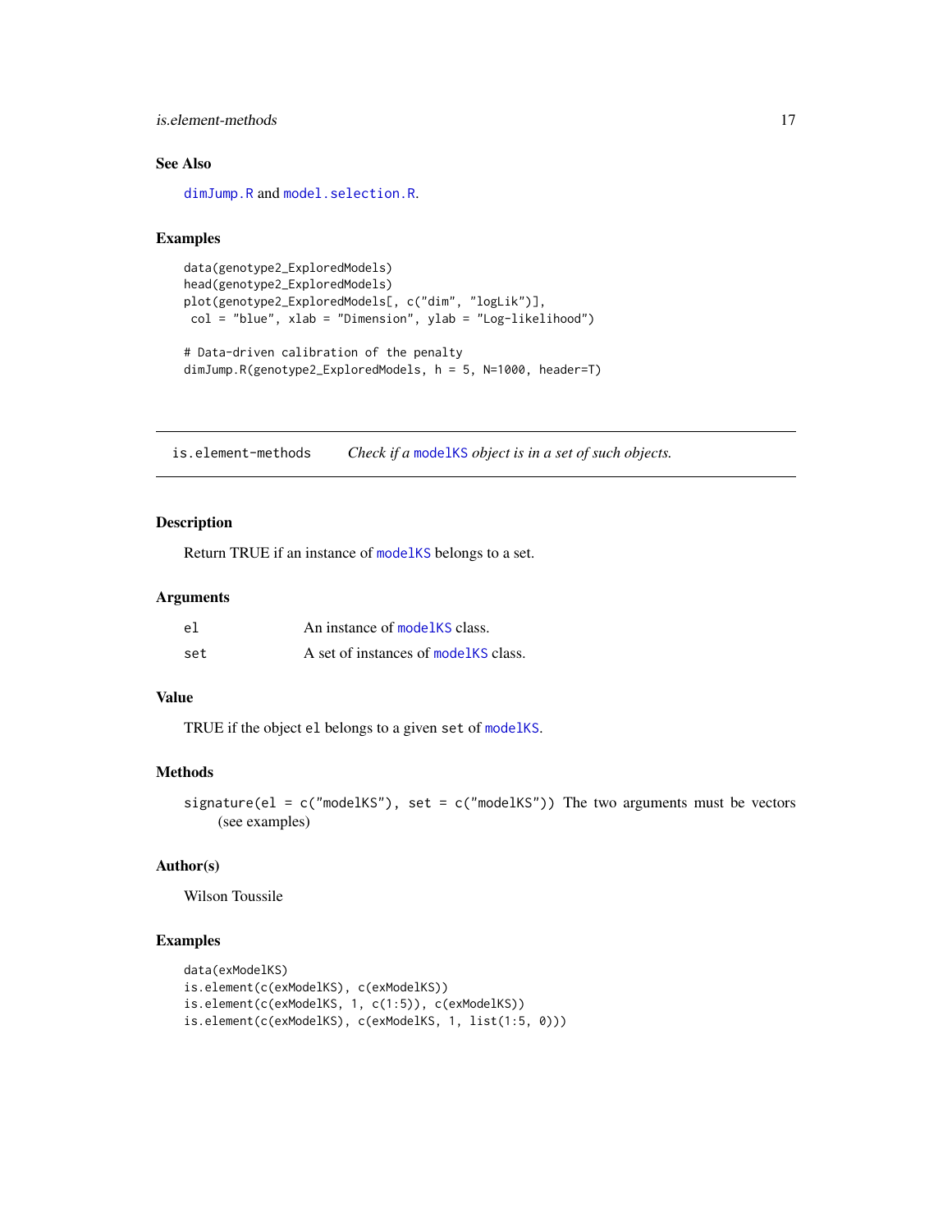## See Also

dimJump.R and model.selection.R.

## Examples

```
data(genotype2_ExploredModels)
head(genotype2_ExploredModels)
plot(genotype2_ExploredModels[, c("dim", "logLik")],
 col = "blue", xlab = "Dimension", ylab = "Log-likelihood")

# Data-driven calibration of the penalty
dimJump.R(genotype2_ExploredModels, h = 5, N=1000, header=T)
```

---

# is.element-methods    *Check if a* modelKS *object is in a set of such objects.*

---

## Description

Return TRUE if an instance of modelKS belongs to a set.

## Arguments

| | |
|---|---|
| el | An instance of modelKS class. |
| set | A set of instances of modelKS class. |

## Value

TRUE if the object el belongs to a given set of modelKS.

## Methods

signature(el = c("modelKS"), set = c("modelKS")) The two arguments must be vectors (see examples)

## Author(s)

Wilson Toussile

## Examples

```
data(exModelKS)
is.element(c(exModelKS), c(exModelKS))
is.element(c(exModelKS, 1, c(1:5)), c(exModelKS))
is.element(c(exModelKS), c(exModelKS, 1, list(1:5, 0)))
```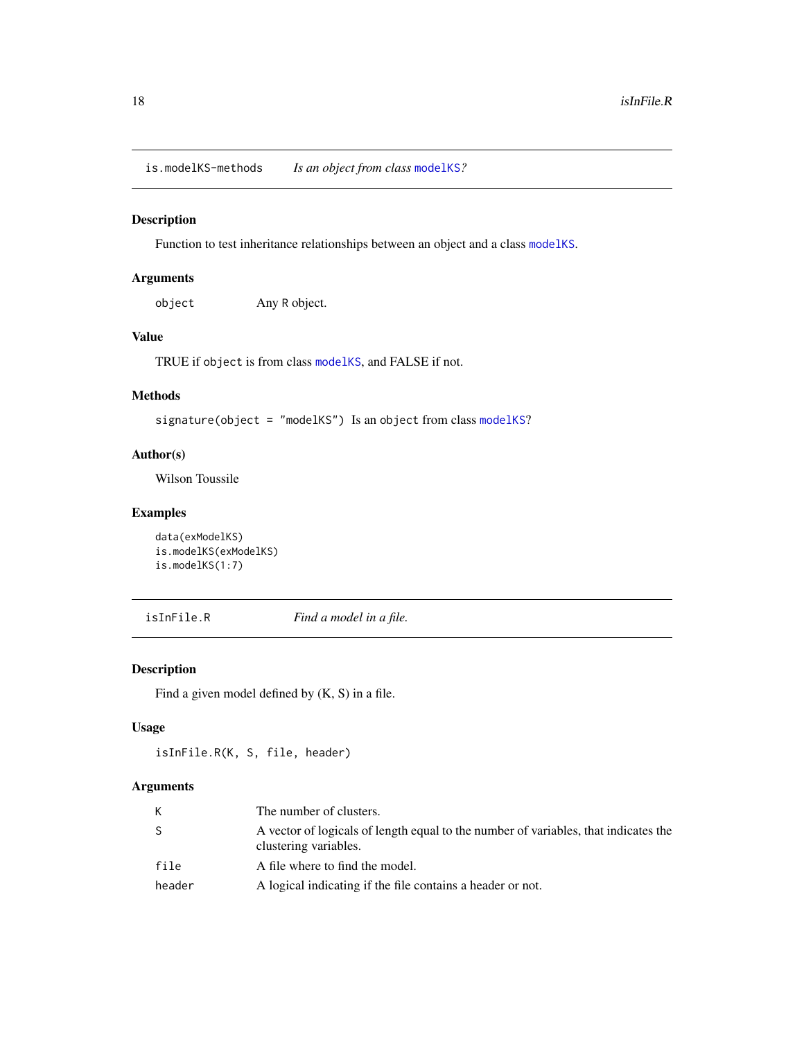## is.modelKS-methods *Is an object from class modelKS?*

### Description

Function to test inheritance relationships between an object and a class modelKS.

### Arguments

| | |
|---|---|
| object | Any R object. |

### Value

TRUE if object is from class modelKS, and FALSE if not.

### Methods

signature(object = "modelKS") Is an object from class modelKS?

### Author(s)

Wilson Toussile

### Examples

```
data(exModelKS)
is.modelKS(exModelKS)
is.modelKS(1:7)
```

## isInFile.R *Find a model in a file.*

### Description

Find a given model defined by (K, S) in a file.

### Usage

```
isInFile.R(K, S, file, header)
```

### Arguments

| | |
|---|---|
| K | The number of clusters. |
| S | A vector of logicals of length equal to the number of variables, that indicates the clustering variables. |
| file | A file where to find the model. |
| header | A logical indicating if the file contains a header or not. |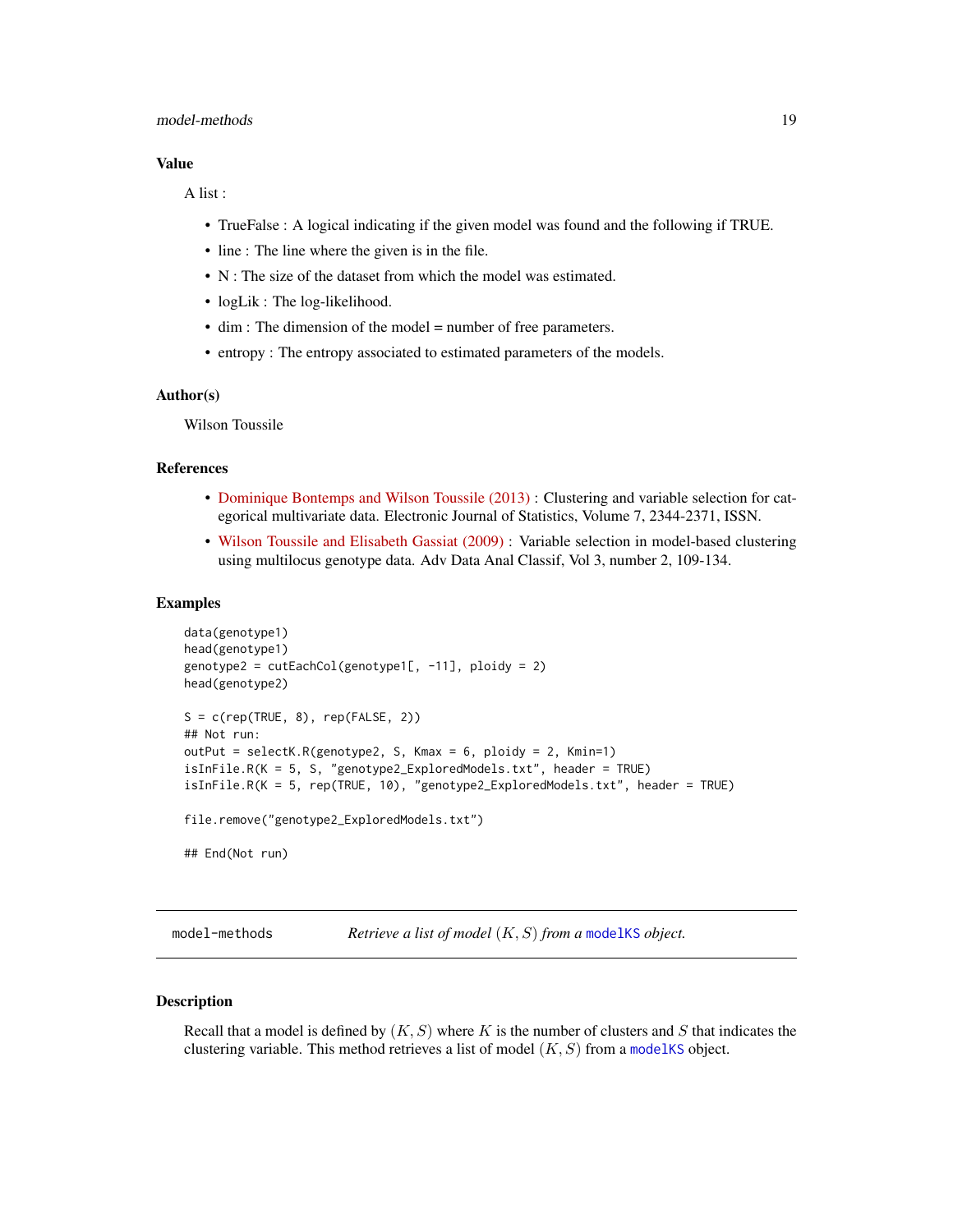### Value

A list :

- TrueFalse : A logical indicating if the given model was found and the following if TRUE.
- line : The line where the given is in the file.
- N : The size of the dataset from which the model was estimated.
- logLik : The log-likelihood.
- dim : The dimension of the model = number of free parameters.
- entropy : The entropy associated to estimated parameters of the models.

### Author(s)

Wilson Toussile

### References

- Dominique Bontemps and Wilson Toussile (2013) : Clustering and variable selection for categorical multivariate data. Electronic Journal of Statistics, Volume 7, 2344-2371, ISSN.
- Wilson Toussile and Elisabeth Gassiat (2009) : Variable selection in model-based clustering using multilocus genotype data. Adv Data Anal Classif, Vol 3, number 2, 109-134.

### Examples

```
data(genotype1)
head(genotype1)
genotype2 = cutEachCol(genotype1[, -11], ploidy = 2)
head(genotype2)

S = c(rep(TRUE, 8), rep(FALSE, 2))
## Not run:
outPut = selectK.R(genotype2, S, Kmax = 6, ploidy = 2, Kmin=1)
isInFile.R(K = 5, S, "genotype2_ExploredModels.txt", header = TRUE)
isInFile.R(K = 5, rep(TRUE, 10), "genotype2_ExploredModels.txt", header = TRUE)

file.remove("genotype2_ExploredModels.txt")

## End(Not run)
```

---

## model-methods — *Retrieve a list of model $(K, S)$ from a `modelKS` object.*

### Description

Recall that a model is defined by $(K, S)$ where $K$ is the number of clusters and $S$ that indicates the clustering variable. This method retrieves a list of model $(K, S)$ from a `modelKS` object.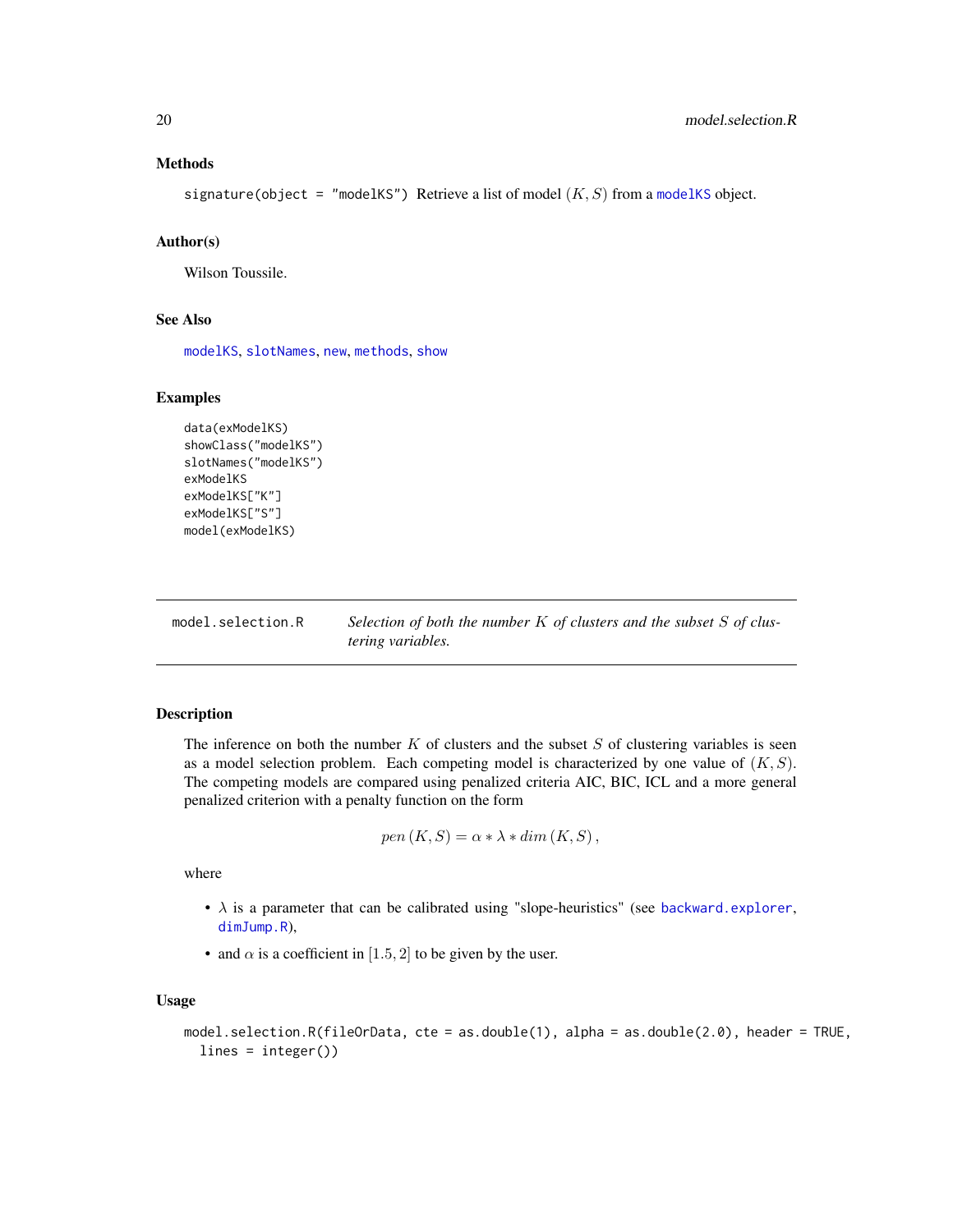### Methods

signature(object = "modelKS") Retrieve a list of model $(K, S)$ from a modelKS object.

### Author(s)

Wilson Toussile.

### See Also

modelKS, slotNames, new, methods, show

### Examples

```
data(exModelKS)
showClass("modelKS")
slotNames("modelKS")
exModelKS
exModelKS["K"]
exModelKS["S"]
model(exModelKS)
```

---

## model.selection.R — *Selection of both the number $K$ of clusters and the subset $S$ of clustering variables.*

---

### Description

The inference on both the number $K$ of clusters and the subset $S$ of clustering variables is seen as a model selection problem. Each competing model is characterized by one value of $(K, S)$. The competing models are compared using penalized criteria AIC, BIC, ICL and a more general penalized criterion with a penalty function on the form

$$pen\left(K, S\right) = \alpha * \lambda * dim\left(K, S\right),$$

where

- $\lambda$ is a parameter that can be calibrated using "slope-heuristics" (see backward.explorer, dimJump.R),
- and $\alpha$ is a coefficient in $[1.5, 2]$ to be given by the user.

### Usage

```
model.selection.R(fileOrData, cte = as.double(1), alpha = as.double(2.0), header = TRUE,
  lines = integer())
```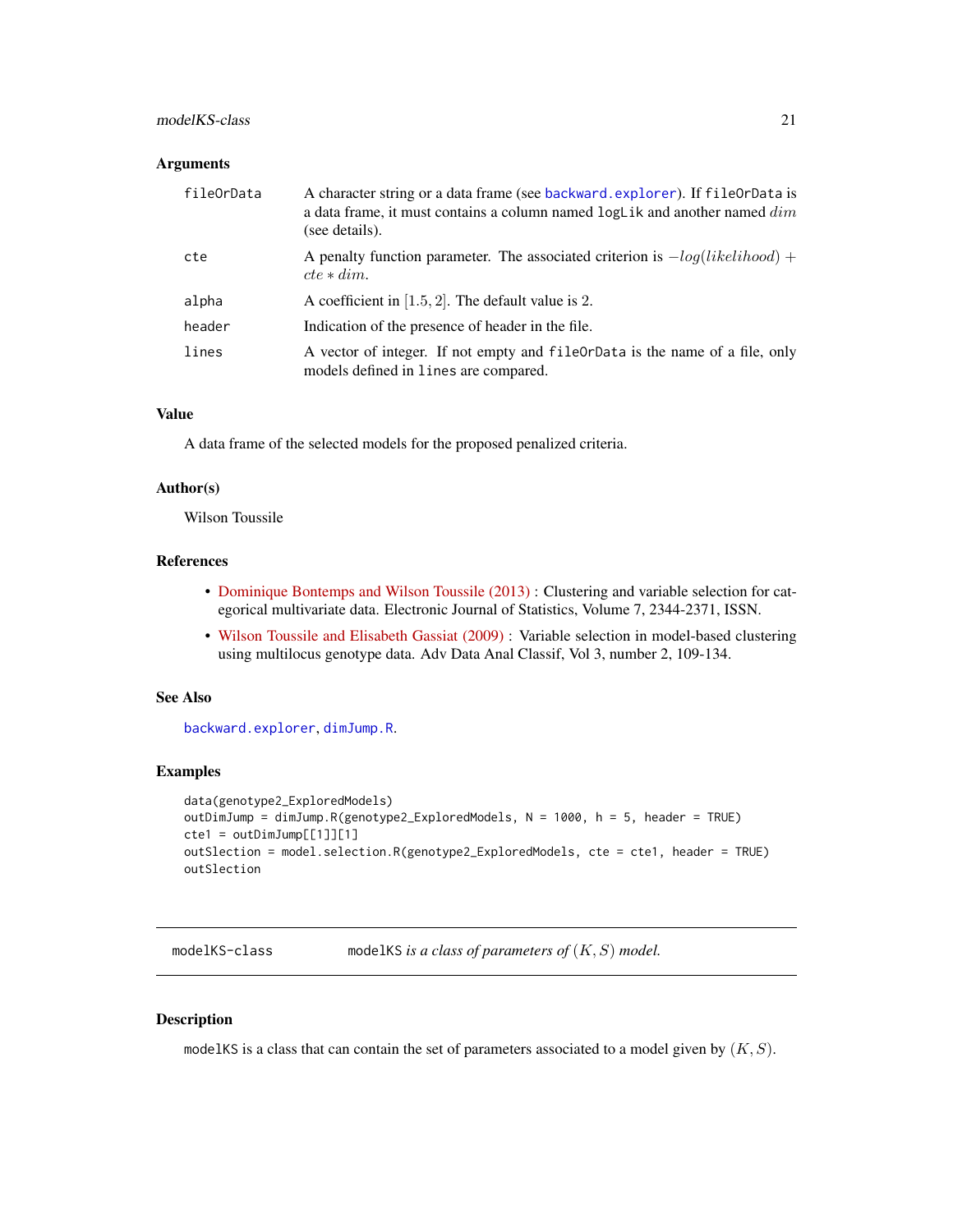### Arguments

| | |
|---|---|
| fileOrData | A character string or a data frame (see backward.explorer). If fileOrData is a data frame, it must contains a column named logLik and another named $dim$ (see details). |
| cte | A penalty function parameter. The associated criterion is $-log(likelihood) + cte * dim$. |
| alpha | A coefficient in $[1.5, 2]$. The default value is 2. |
| header | Indication of the presence of header in the file. |
| lines | A vector of integer. If not empty and fileOrData is the name of a file, only models defined in lines are compared. |

### Value

A data frame of the selected models for the proposed penalized criteria.

### Author(s)

Wilson Toussile

### References

- Dominique Bontemps and Wilson Toussile (2013) : Clustering and variable selection for categorical multivariate data. Electronic Journal of Statistics, Volume 7, 2344-2371, ISSN.
- Wilson Toussile and Elisabeth Gassiat (2009) : Variable selection in model-based clustering using multilocus genotype data. Adv Data Anal Classif, Vol 3, number 2, 109-134.

### See Also

backward.explorer, dimJump.R.

### Examples

```
data(genotype2_ExploredModels)
outDimJump = dimJump.R(genotype2_ExploredModels, N = 1000, h = 5, header = TRUE)
cte1 = outDimJump[[1]][1]
outSlection = model.selection.R(genotype2_ExploredModels, cte = cte1, header = TRUE)
outSlection
```

---

## modelKS-class — modelKS *is a class of parameters of* $(K, S)$ *model.*

### Description

modelKS is a class that can contain the set of parameters associated to a model given by $(K, S)$.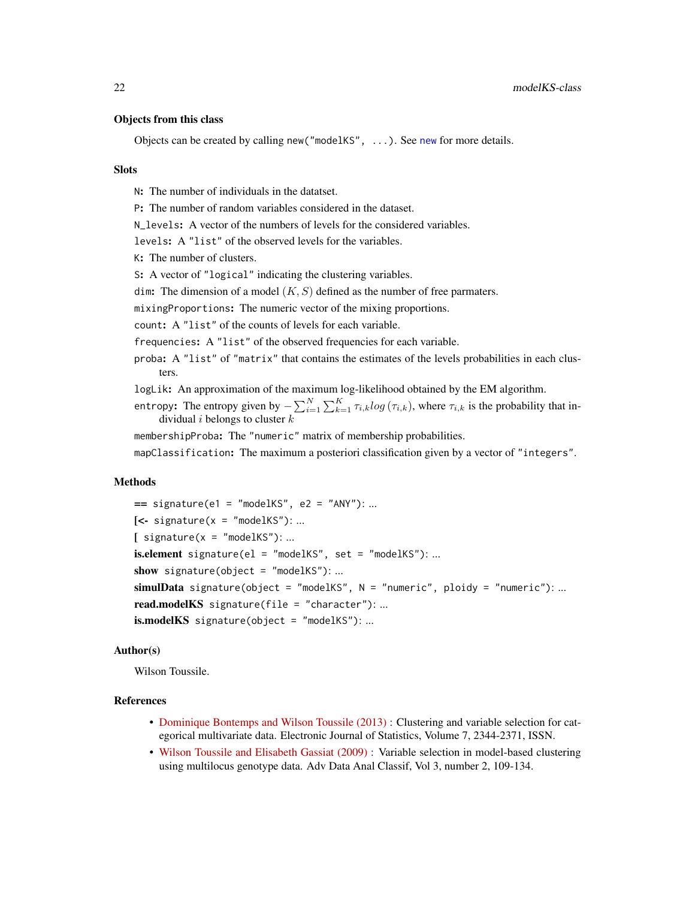### Objects from this class

Objects can be created by calling `new("modelKS", ...)`. See `new` for more details.

### Slots

`N`: The number of individuals in the datatset.

`P`: The number of random variables considered in the dataset.

`N_levels`: A vector of the numbers of levels for the considered variables.

`levels`: A `"list"` of the observed levels for the variables.

`K`: The number of clusters.

`S`: A vector of `"logical"` indicating the clustering variables.

`dim`: The dimension of a model $(K, S)$ defined as the number of free parmaters.

`mixingProportions`: The numeric vector of the mixing proportions.

`count`: A `"list"` of the counts of levels for each variable.

`frequencies`: A `"list"` of the observed frequencies for each variable.

`proba`: A `"list"` of `"matrix"` that contains the estimates of the levels probabilities in each clusters.

`logLik`: An approximation of the maximum log-likelihood obtained by the EM algorithm.

`entropy`: The entropy given by $-\sum_{i=1}^{N}\sum_{k=1}^{K}\tau_{i,k}log\left(\tau_{i,k}\right)$, where $\tau_{i,k}$ is the probability that individual $i$ belongs to cluster $k$

`membershipProba`: The `"numeric"` matrix of membership probabilities.

`mapClassification`: The maximum a posteriori classification given by a vector of `"integers"`.

### Methods

**==** `signature(e1 = "modelKS", e2 = "ANY")`: ...

**[<-** `signature(x = "modelKS")`: ...

**[** `signature(x = "modelKS")`: ...

**is.element** `signature(el = "modelKS", set = "modelKS")`: ...

**show** `signature(object = "modelKS")`: ...

**simulData** `signature(object = "modelKS", N = "numeric", ploidy = "numeric")`: ...

**read.modelKS** `signature(file = "character")`: ...

**is.modelKS** `signature(object = "modelKS")`: ...

### Author(s)

Wilson Toussile.

### References

- Dominique Bontemps and Wilson Toussile (2013) : Clustering and variable selection for categorical multivariate data. Electronic Journal of Statistics, Volume 7, 2344-2371, ISSN.
- Wilson Toussile and Elisabeth Gassiat (2009) : Variable selection in model-based clustering using multilocus genotype data. Adv Data Anal Classif, Vol 3, number 2, 109-134.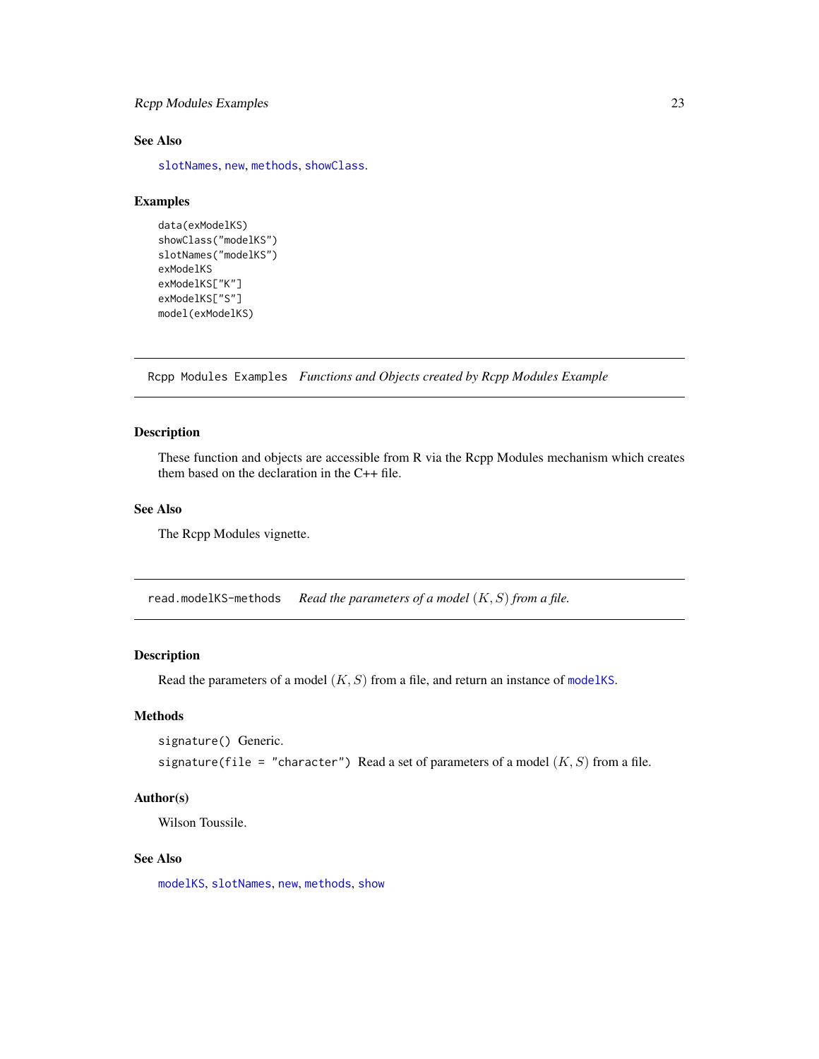### See Also

`slotNames`, `new`, `methods`, `showClass`.

### Examples

```
data(exModelKS)
showClass("modelKS")
slotNames("modelKS")
exModelKS
exModelKS["K"]
exModelKS["S"]
model(exModelKS)
```

---

## Rcpp Modules Examples *Functions and Objects created by Rcpp Modules Example*

---

### Description

These function and objects are accessible from R via the Rcpp Modules mechanism which creates them based on the declaration in the C++ file.

### See Also

The Rcpp Modules vignette.

---

## read.modelKS-methods *Read the parameters of a model $(K, S)$ from a file.*

---

### Description

Read the parameters of a model $(K, S)$ from a file, and return an instance of `modelKS`.

### Methods

`signature()` Generic.

`signature(file = "character")` Read a set of parameters of a model $(K, S)$ from a file.

### Author(s)

Wilson Toussile.

### See Also

`modelKS`, `slotNames`, `new`, `methods`, `show`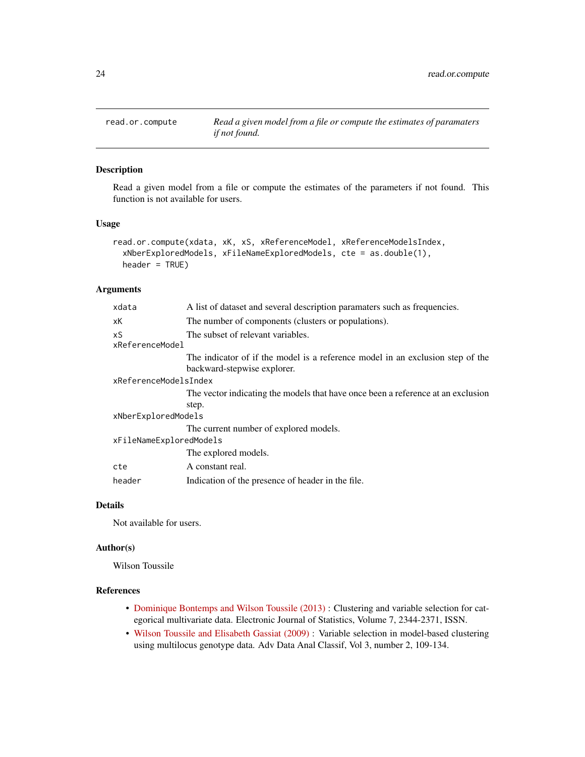## read.or.compute — *Read a given model from a file or compute the estimates of paramaters if not found.*

### Description

Read a given model from a file or compute the estimates of the parameters if not found. This function is not available for users.

### Usage

```
read.or.compute(xdata, xK, xS, xReferenceModel, xReferenceModelsIndex,
  xNberExploredModels, xFileNameExploredModels, cte = as.double(1),
  header = TRUE)
```

### Arguments

| Argument | Description |
|---|---|
| xdata | A list of dataset and several description paramaters such as frequencies. |
| xK | The number of components (clusters or populations). |
| xS | The subset of relevant variables. |
| xReferenceModel | The indicator of if the model is a reference model in an exclusion step of the backward-stepwise explorer. |
| xReferenceModelsIndex | The vector indicating the models that have once been a reference at an exclusion step. |
| xNberExploredModels | The current number of explored models. |
| xFileNameExploredModels | The explored models. |
| cte | A constant real. |
| header | Indication of the presence of header in the file. |

### Details

Not available for users.

### Author(s)

Wilson Toussile

### References

- Dominique Bontemps and Wilson Toussile (2013) : Clustering and variable selection for categorical multivariate data. Electronic Journal of Statistics, Volume 7, 2344-2371, ISSN.
- Wilson Toussile and Elisabeth Gassiat (2009) : Variable selection in model-based clustering using multilocus genotype data. Adv Data Anal Classif, Vol 3, number 2, 109-134.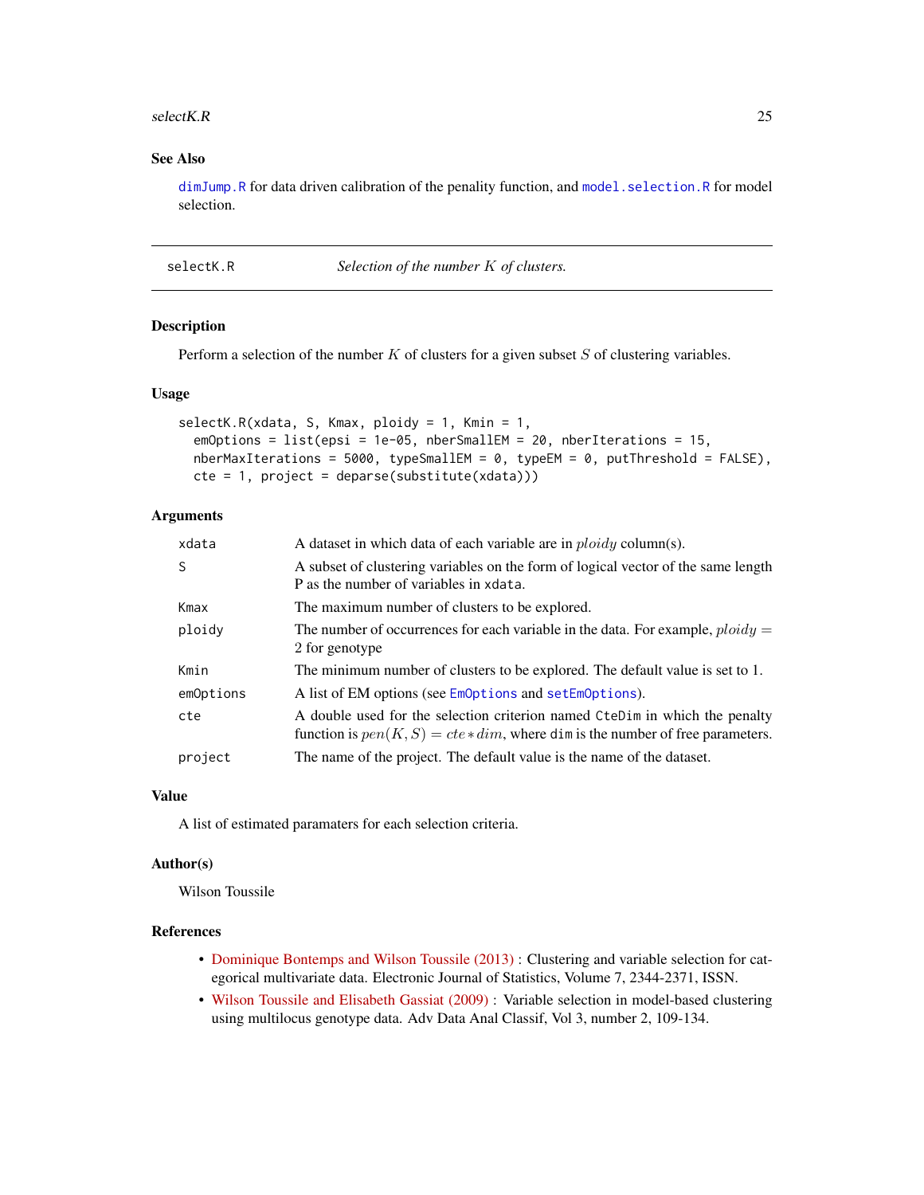## See Also

`dimJump.R` for data driven calibration of the penality function, and `model.selection.R` for model selection.

---

## selectK.R — *Selection of the number $K$ of clusters.*

### Description

Perform a selection of the number $K$ of clusters for a given subset $S$ of clustering variables.

### Usage

```
selectK.R(xdata, S, Kmax, ploidy = 1, Kmin = 1,
  emOptions = list(epsi = 1e-05, nberSmallEM = 20, nberIterations = 15,
  nberMaxIterations = 5000, typeSmallEM = 0, typeEM = 0, putThreshold = FALSE),
  cte = 1, project = deparse(substitute(xdata)))
```

### Arguments

| | |
|---|---|
| `xdata` | A dataset in which data of each variable are in $ploidy$ column(s). |
| `S` | A subset of clustering variables on the form of logical vector of the same length P as the number of variables in `xdata`. |
| `Kmax` | The maximum number of clusters to be explored. |
| `ploidy` | The number of occurrences for each variable in the data. For example, $ploidy = 2$ for genotype |
| `Kmin` | The minimum number of clusters to be explored. The default value is set to 1. |
| `emOptions` | A list of EM options (see `EmOptions` and `setEmOptions`). |
| `cte` | A double used for the selection criterion named `CteDim` in which the penalty function is $pen(K, S) = cte * dim$, where `dim` is the number of free parameters. |
| `project` | The name of the project. The default value is the name of the dataset. |

### Value

A list of estimated paramaters for each selection criteria.

### Author(s)

Wilson Toussile

### References

- Dominique Bontemps and Wilson Toussile (2013) : Clustering and variable selection for categorical multivariate data. Electronic Journal of Statistics, Volume 7, 2344-2371, ISSN.
- Wilson Toussile and Elisabeth Gassiat (2009) : Variable selection in model-based clustering using multilocus genotype data. Adv Data Anal Classif, Vol 3, number 2, 109-134.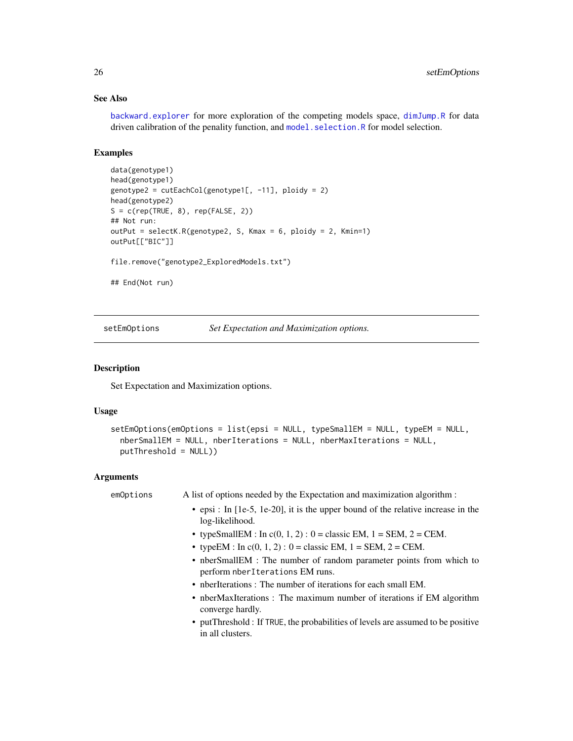### See Also

backward.explorer for more exploration of the competing models space, dimJump.R for data driven calibration of the penality function, and model.selection.R for model selection.

### Examples

```
data(genotype1)
head(genotype1)
genotype2 = cutEachCol(genotype1[, -11], ploidy = 2)
head(genotype2)
S = c(rep(TRUE, 8), rep(FALSE, 2))
## Not run:
outPut = selectK.R(genotype2, S, Kmax = 6, ploidy = 2, Kmin=1)
outPut[["BIC"]]

file.remove("genotype2_ExploredModels.txt")

## End(Not run)
```

---

## setEmOptions — *Set Expectation and Maximization options.*

---

### Description

Set Expectation and Maximization options.

### Usage

```
setEmOptions(emOptions = list(epsi = NULL, typeSmallEM = NULL, typeEM = NULL,
  nberSmallEM = NULL, nberIterations = NULL, nberMaxIterations = NULL,
  putThreshold = NULL))
```

### Arguments

`emOptions` A list of options needed by the Expectation and maximization algorithm :

- epsi : In [1e-5, 1e-20], it is the upper bound of the relative increase in the log-likelihood.
- typeSmallEM : In c(0, 1, 2) : 0 = classic EM, 1 = SEM, 2 = CEM.
- typeEM : In c(0, 1, 2) : 0 = classic EM, 1 = SEM, 2 = CEM.
- nberSmallEM : The number of random parameter points from which to perform `nberIterations` EM runs.
- nberIterations : The number of iterations for each small EM.
- nberMaxIterations : The maximum number of iterations if EM algorithm converge hardly.
- putThreshold : If `TRUE`, the probabilities of levels are assumed to be positive in all clusters.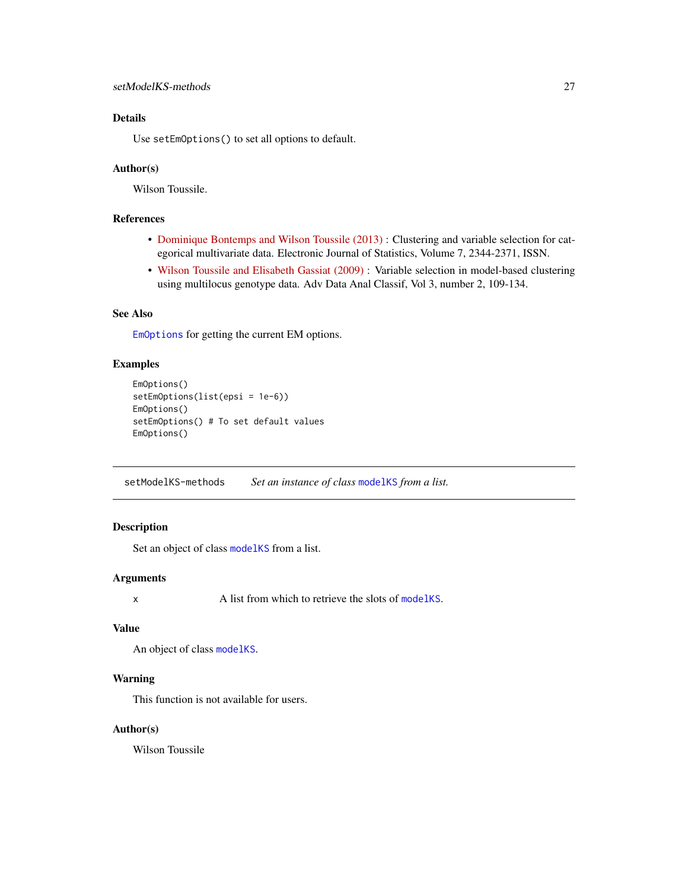### Details

Use `setEmOptions()` to set all options to default.

### Author(s)

Wilson Toussile.

### References

- Dominique Bontemps and Wilson Toussile (2013) : Clustering and variable selection for categorical multivariate data. Electronic Journal of Statistics, Volume 7, 2344-2371, ISSN.
- Wilson Toussile and Elisabeth Gassiat (2009) : Variable selection in model-based clustering using multilocus genotype data. Adv Data Anal Classif, Vol 3, number 2, 109-134.

### See Also

`EmOptions` for getting the current EM options.

### Examples

```
EmOptions()
setEmOptions(list(epsi = 1e-6))
EmOptions()
setEmOptions() # To set default values
EmOptions()
```

---

## setModelKS-methods — *Set an instance of class* `modelKS` *from a list.*

---

### Description

Set an object of class `modelKS` from a list.

### Arguments

| | |
|---|---|
| x | A list from which to retrieve the slots of `modelKS`. |

### Value

An object of class `modelKS`.

### Warning

This function is not available for users.

### Author(s)

Wilson Toussile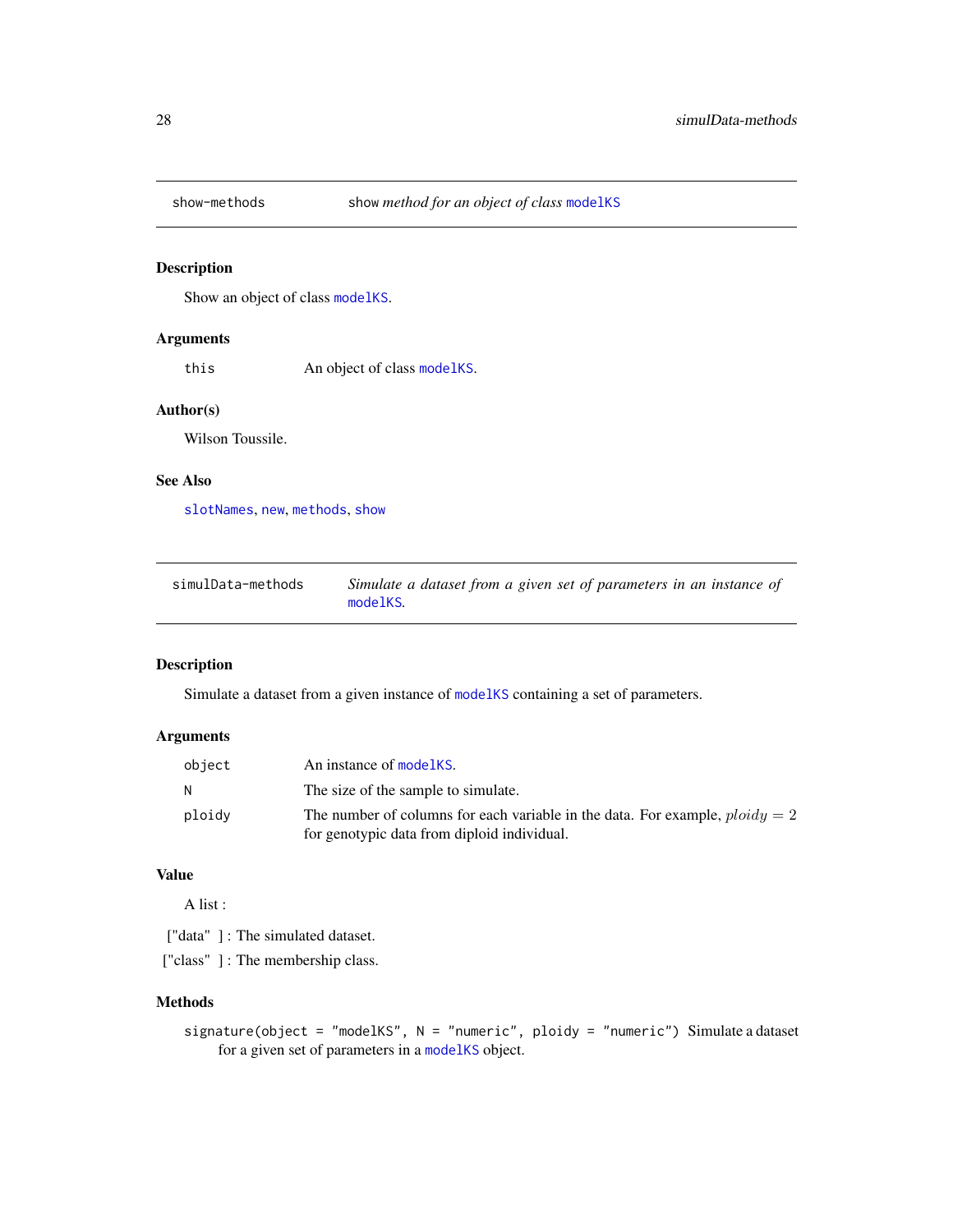## show-methods — `show` *method for an object of class* `modelKS`

### Description

Show an object of class `modelKS`.

### Arguments

| | |
|---|---|
| `this` | An object of class `modelKS`. |

### Author(s)

Wilson Toussile.

### See Also

`slotNames`, `new`, `methods`, `show`

## simulData-methods — *Simulate a dataset from a given set of parameters in an instance of* `modelKS`.

### Description

Simulate a dataset from a given instance of `modelKS` containing a set of parameters.

### Arguments

| | |
|---|---|
| `object` | An instance of `modelKS`. |
| `N` | The size of the sample to simulate. |
| `ploidy` | The number of columns for each variable in the data. For example, $ploidy = 2$ for genotypic data from diploid individual. |

### Value

A list :

["data" ] : The simulated dataset.

["class" ] : The membership class.

### Methods

`signature(object = "modelKS", N = "numeric", ploidy = "numeric")` Simulate a dataset for a given set of parameters in a `modelKS` object.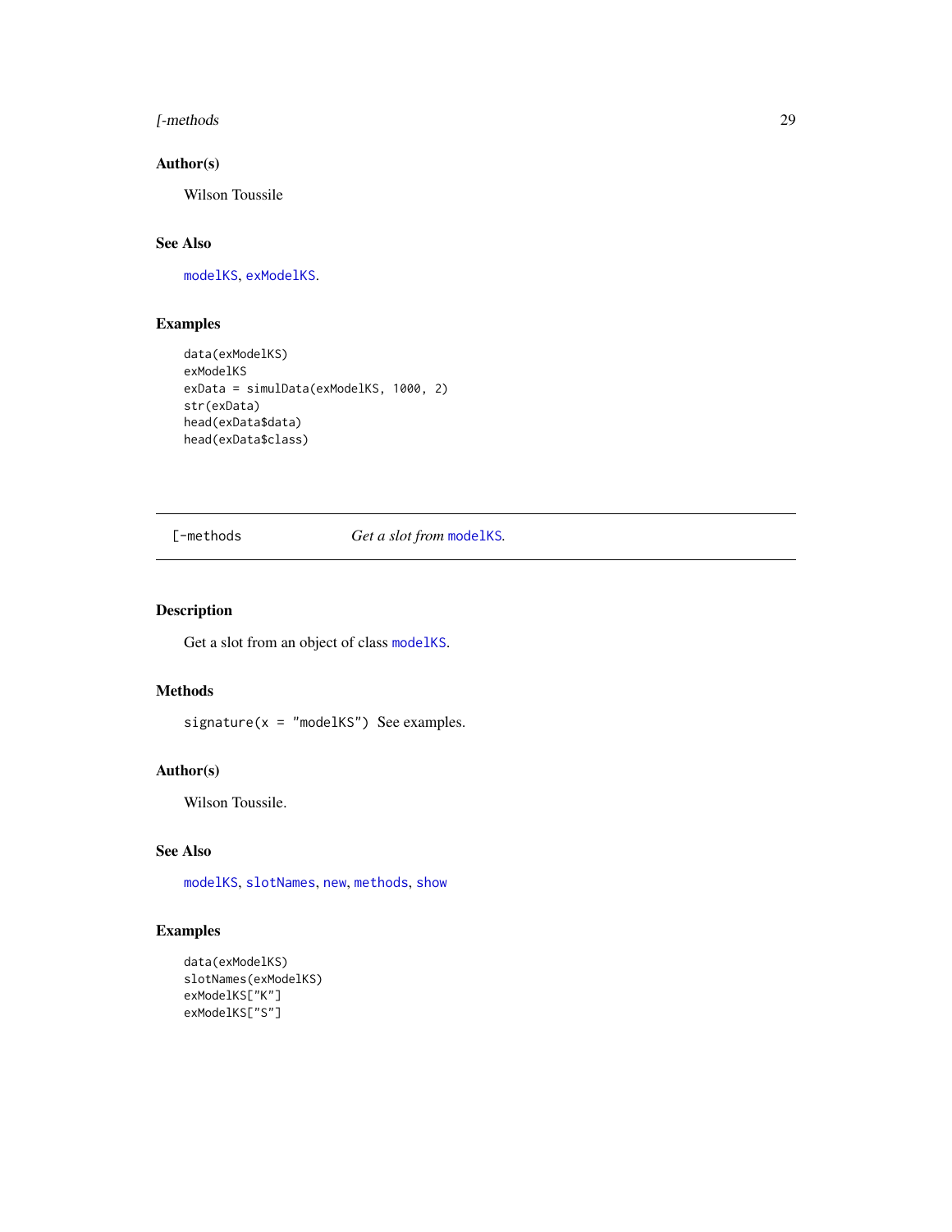## Author(s)

Wilson Toussile

## See Also

modelKS, exModelKS.

## Examples

```
data(exModelKS)
exModelKS
exData = simulData(exModelKS, 1000, 2)
str(exData)
head(exData$data)
head(exData$class)
```

---

# [-methods — *Get a slot from* modelKS.

## Description

Get a slot from an object of class modelKS.

## Methods

`signature(x = "modelKS")` See examples.

## Author(s)

Wilson Toussile.

## See Also

modelKS, slotNames, new, methods, show

## Examples

```
data(exModelKS)
slotNames(exModelKS)
exModelKS["K"]
exModelKS["S"]
```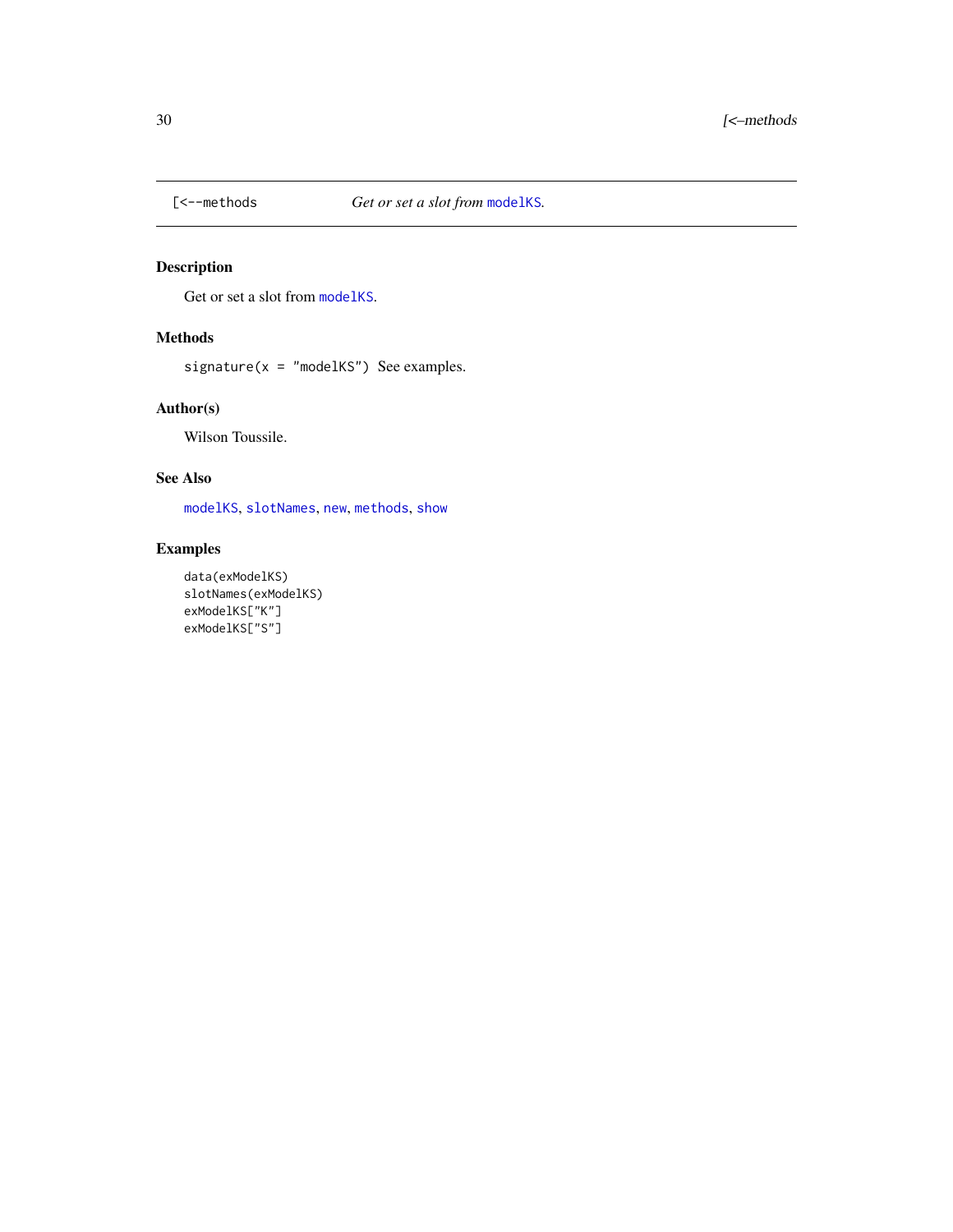[<--methods    *Get or set a slot from* modelKS.

## Description

Get or set a slot from modelKS.

## Methods

signature(x = "modelKS") See examples.

## Author(s)

Wilson Toussile.

## See Also

modelKS, slotNames, new, methods, show

## Examples

```
data(exModelKS)
slotNames(exModelKS)
exModelKS["K"]
exModelKS["S"]
```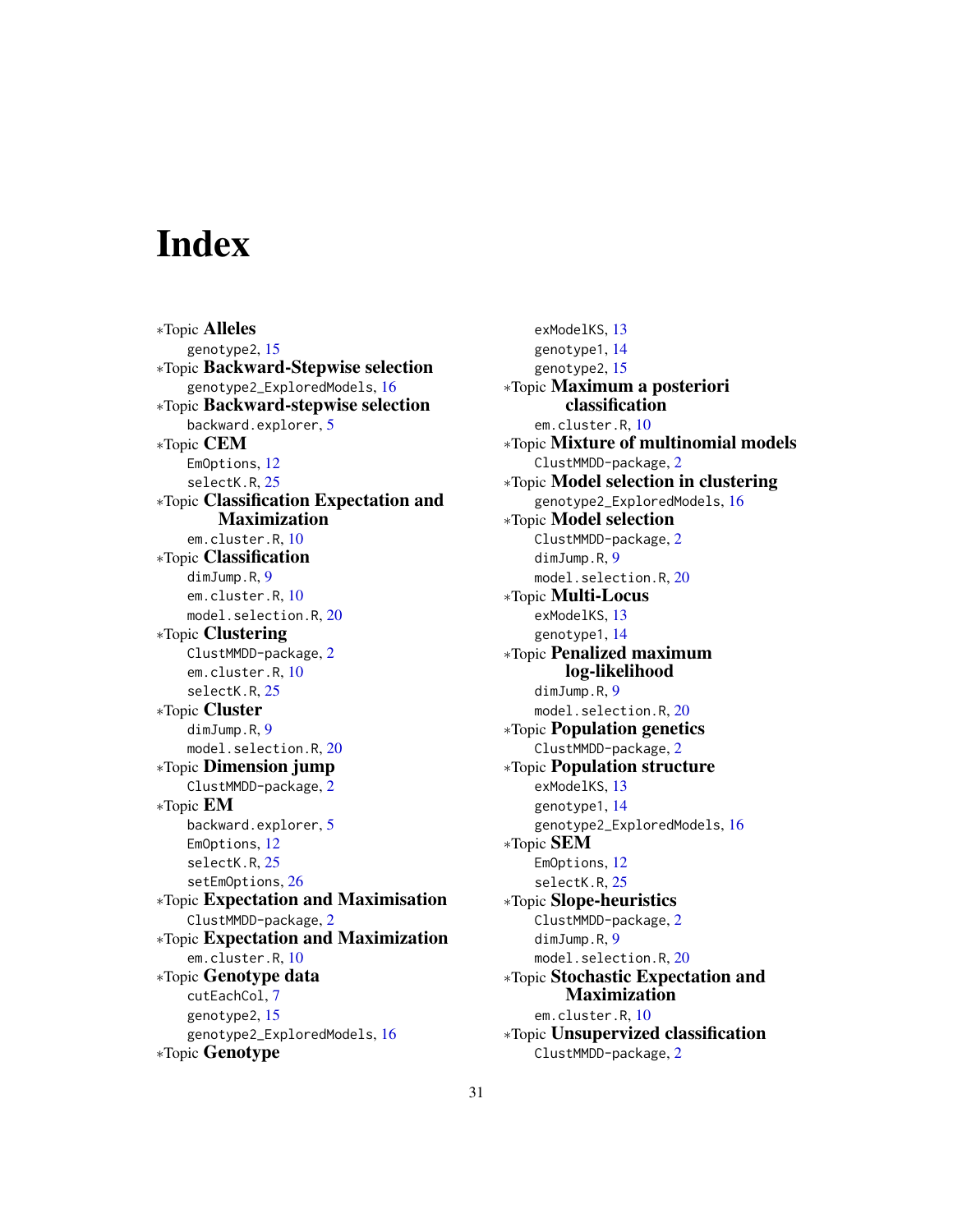# Index

∗Topic **Alleles**
  genotype2, 15
∗Topic **Backward-Stepwise selection**
  genotype2_ExploredModels, 16
∗Topic **Backward-stepwise selection**
  backward.explorer, 5
∗Topic **CEM**
  EmOptions, 12
  selectK.R, 25
∗Topic **Classification Expectation and Maximization**
  em.cluster.R, 10
∗Topic **Classification**
  dimJump.R, 9
  em.cluster.R, 10
  model.selection.R, 20
∗Topic **Clustering**
  ClustMMDD-package, 2
  em.cluster.R, 10
  selectK.R, 25
∗Topic **Cluster**
  dimJump.R, 9
  model.selection.R, 20
∗Topic **Dimension jump**
  ClustMMDD-package, 2
∗Topic **EM**
  backward.explorer, 5
  EmOptions, 12
  selectK.R, 25
  setEmOptions, 26
∗Topic **Expectation and Maximisation**
  ClustMMDD-package, 2
∗Topic **Expectation and Maximization**
  em.cluster.R, 10
∗Topic **Genotype data**
  cutEachCol, 7
  genotype2, 15
  genotype2_ExploredModels, 16
∗Topic **Genotype**
  exModelKS, 13
  genotype1, 14
  genotype2, 15
∗Topic **Maximum a posteriori classification**
  em.cluster.R, 10
∗Topic **Mixture of multinomial models**
  ClustMMDD-package, 2
∗Topic **Model selection in clustering**
  genotype2_ExploredModels, 16
∗Topic **Model selection**
  ClustMMDD-package, 2
  dimJump.R, 9
  model.selection.R, 20
∗Topic **Multi-Locus**
  exModelKS, 13
  genotype1, 14
∗Topic **Penalized maximum log-likelihood**
  dimJump.R, 9
  model.selection.R, 20
∗Topic **Population genetics**
  ClustMMDD-package, 2
∗Topic **Population structure**
  exModelKS, 13
  genotype1, 14
  genotype2_ExploredModels, 16
∗Topic **SEM**
  EmOptions, 12
  selectK.R, 25
∗Topic **Slope-heuristics**
  ClustMMDD-package, 2
  dimJump.R, 9
  model.selection.R, 20
∗Topic **Stochastic Expectation and Maximization**
  em.cluster.R, 10
∗Topic **Unsupervized classification**
  ClustMMDD-package, 2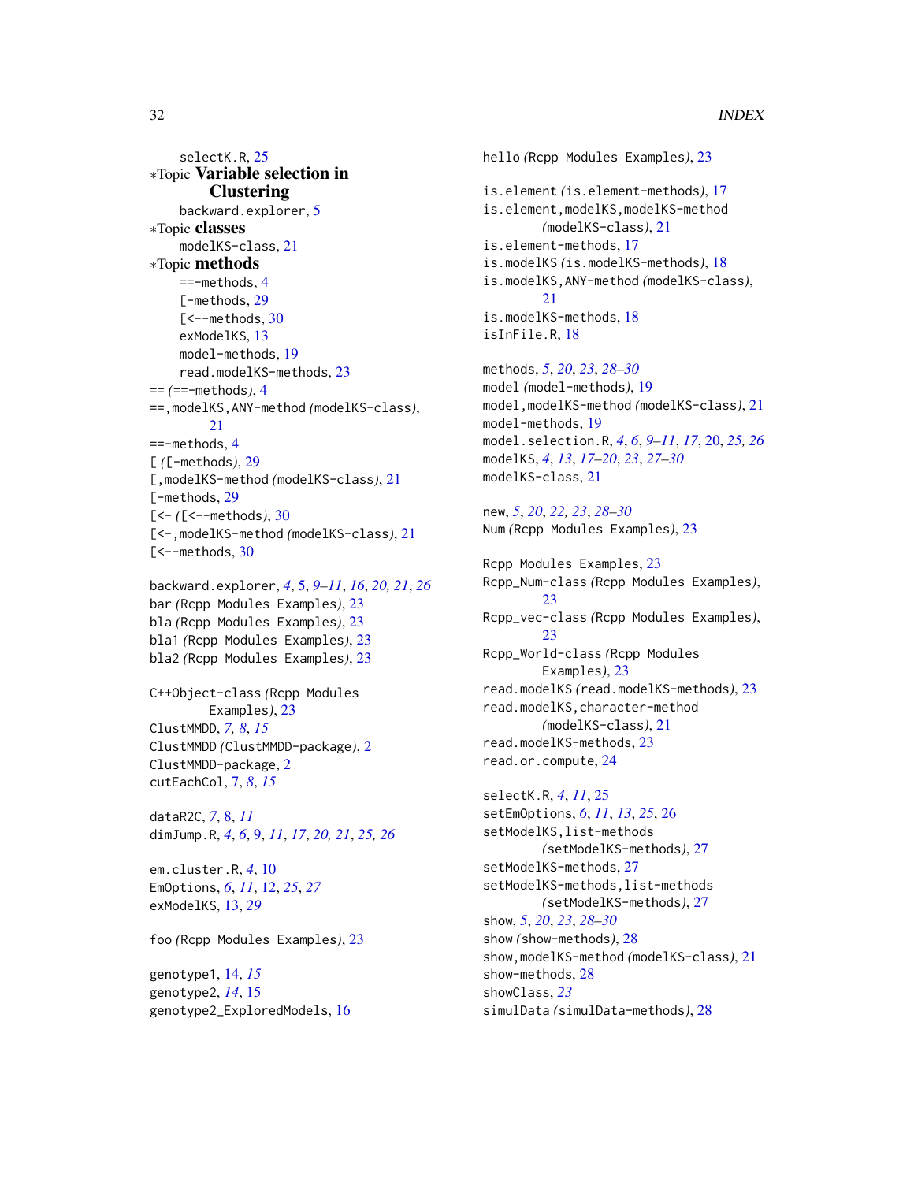selectK.R, 25

∗Topic **Variable selection in Clustering**

backward.explorer, 5

∗Topic **classes**

modelKS-class, 21

∗Topic **methods**

==-methods, 4

[-methods, 29

[<--methods, 30

exModelKS, 13

model-methods, 19

read.modelKS-methods, 23

== *(*==-methods*)*, 4

==,modelKS,ANY-method *(*modelKS-class*)*, 21

==-methods, 4

[ *(*[-methods*)*, 29

[,modelKS-method *(*modelKS-class*)*, 21

[-methods, 29

[<- *(*[<--methods*)*, 30

[<-,modelKS-method *(*modelKS-class*)*, 21

[<--methods, 30

backward.explorer, *4*, 5, *9–11*, *16*, *20, 21*, *26*

bar *(*Rcpp Modules Examples*)*, 23

bla *(*Rcpp Modules Examples*)*, 23

bla1 *(*Rcpp Modules Examples*)*, 23

bla2 *(*Rcpp Modules Examples*)*, 23

C++Object-class *(*Rcpp Modules Examples*)*, 23

ClustMMDD, *7, 8*, *15*

ClustMMDD *(*ClustMMDD-package*)*, 2

ClustMMDD-package, 2

cutEachCol, 7, *8*, *15*

dataR2C, *7*, 8, *11*

dimJump.R, *4*, *6*, 9, *11*, *17*, *20, 21*, *25, 26*

em.cluster.R, *4*, 10

EmOptions, *6*, *11*, 12, *25*, *27*

exModelKS, 13, *29*

foo *(*Rcpp Modules Examples*)*, 23

genotype1, 14, *15*

genotype2, *14*, 15

genotype2_ExploredModels, 16

hello *(*Rcpp Modules Examples*)*, 23

is.element *(*is.element-methods*)*, 17

is.element,modelKS,modelKS-method *(*modelKS-class*)*, 21

is.element-methods, 17

is.modelKS *(*is.modelKS-methods*)*, 18

is.modelKS,ANY-method *(*modelKS-class*)*, 21

is.modelKS-methods, 18

isInFile.R, 18

methods, *5*, *20*, *23*, *28–30*

model *(*model-methods*)*, 19

model,modelKS-method *(*modelKS-class*)*, 21

model-methods, 19

model.selection.R, *4*, *6*, *9–11*, *17*, 20, *25, 26*

modelKS, *4*, *13*, *17–20*, *23*, *27–30*

modelKS-class, 21

new, *5*, *20*, *22, 23*, *28–30*

Num *(*Rcpp Modules Examples*)*, 23

Rcpp Modules Examples, 23

Rcpp_Num-class *(*Rcpp Modules Examples*)*, 23

Rcpp_vec-class *(*Rcpp Modules Examples*)*, 23

Rcpp_World-class *(*Rcpp Modules Examples*)*, 23

read.modelKS *(*read.modelKS-methods*)*, 23

read.modelKS,character-method *(*modelKS-class*)*, 21

read.modelKS-methods, 23

read.or.compute, 24

selectK.R, *4*, *11*, 25

setEmOptions, *6*, *11*, *13*, *25*, 26

setModelKS,list-methods *(*setModelKS-methods*)*, 27

setModelKS-methods, 27

setModelKS-methods,list-methods *(*setModelKS-methods*)*, 27

show, *5*, *20*, *23*, *28–30*

show *(*show-methods*)*, 28

show,modelKS-method *(*modelKS-class*)*, 21

show-methods, 28

showClass, *23*

simulData *(*simulData-methods*)*, 28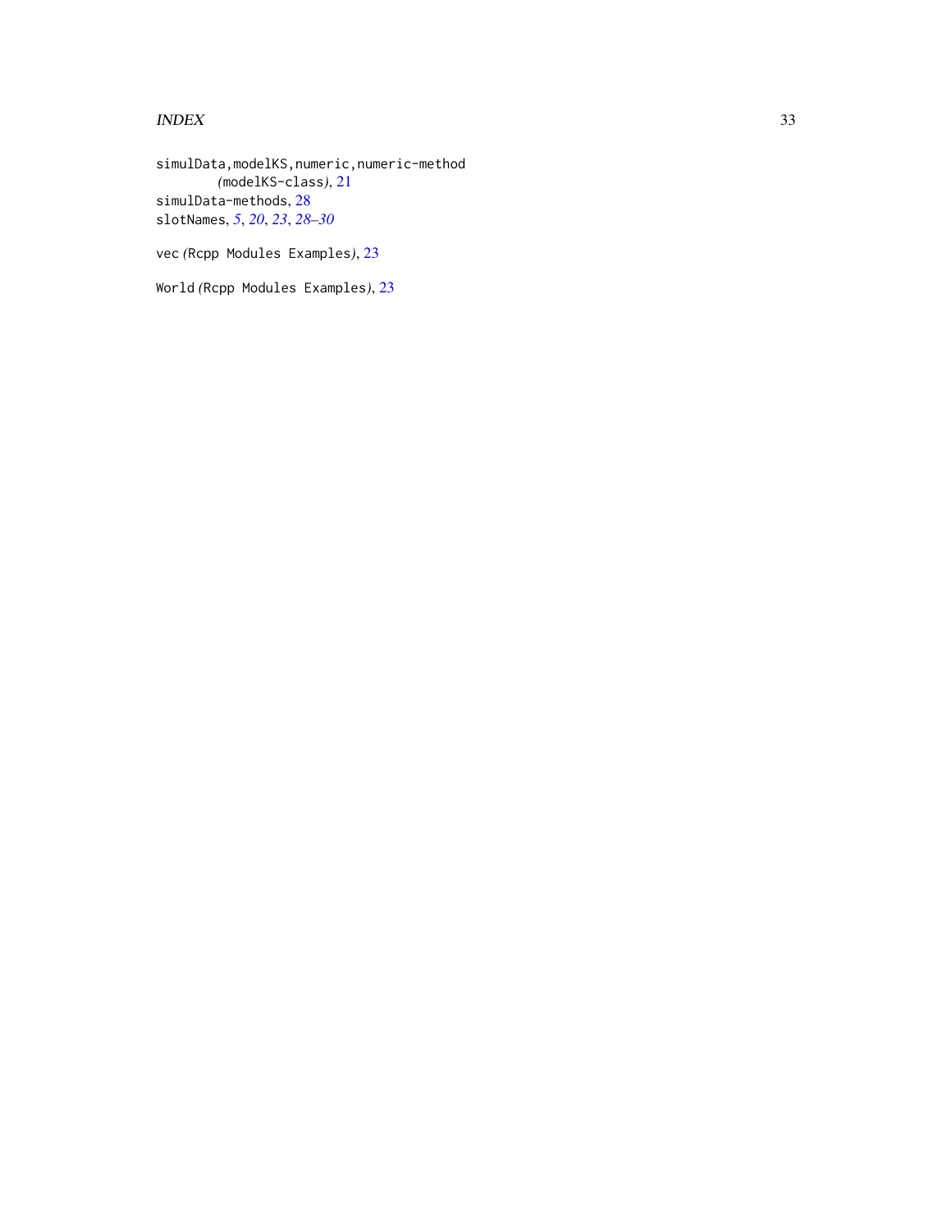simulData,modelKS,numeric,numeric-method
        (modelKS-class), 21
simulData-methods, 28
slotNames, *5*, *20*, *23*, *28–30*

vec (Rcpp Modules Examples), 23

World (Rcpp Modules Examples), 23